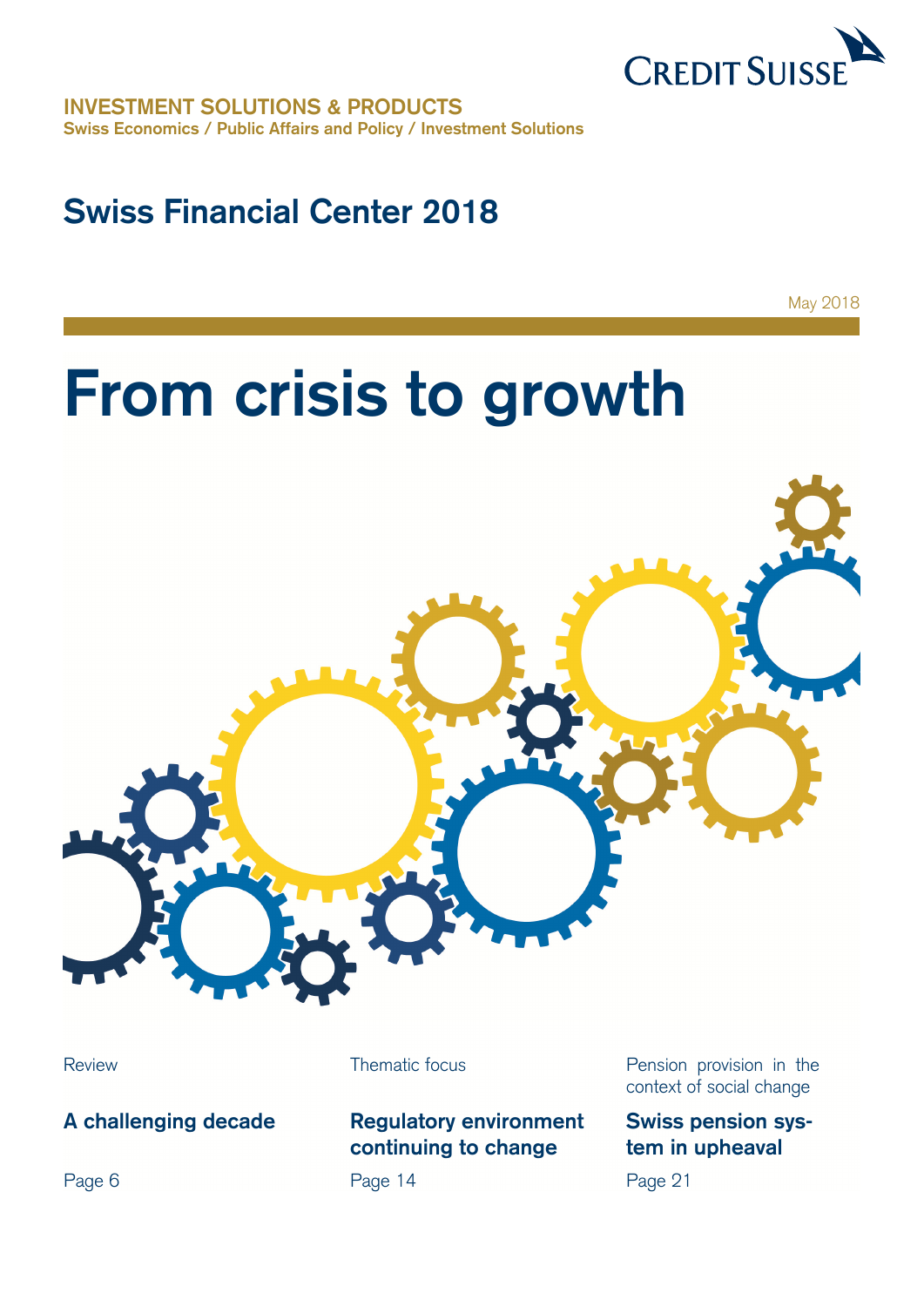CREDIT SUISSE

**INVESTMENT SOLUTIONS & PRODUCTS**
**Swiss Economics / Public Affairs and Policy / Investment Solutions**

## Swiss Financial Center 2018

May 2018

# From crisis to growth

Review

**A challenging decade**

Page 6

Thematic focus

**Regulatory environment continuing to change**

Page 14

Pension provision in the context of social change

**Swiss pension system in upheaval**

Page 21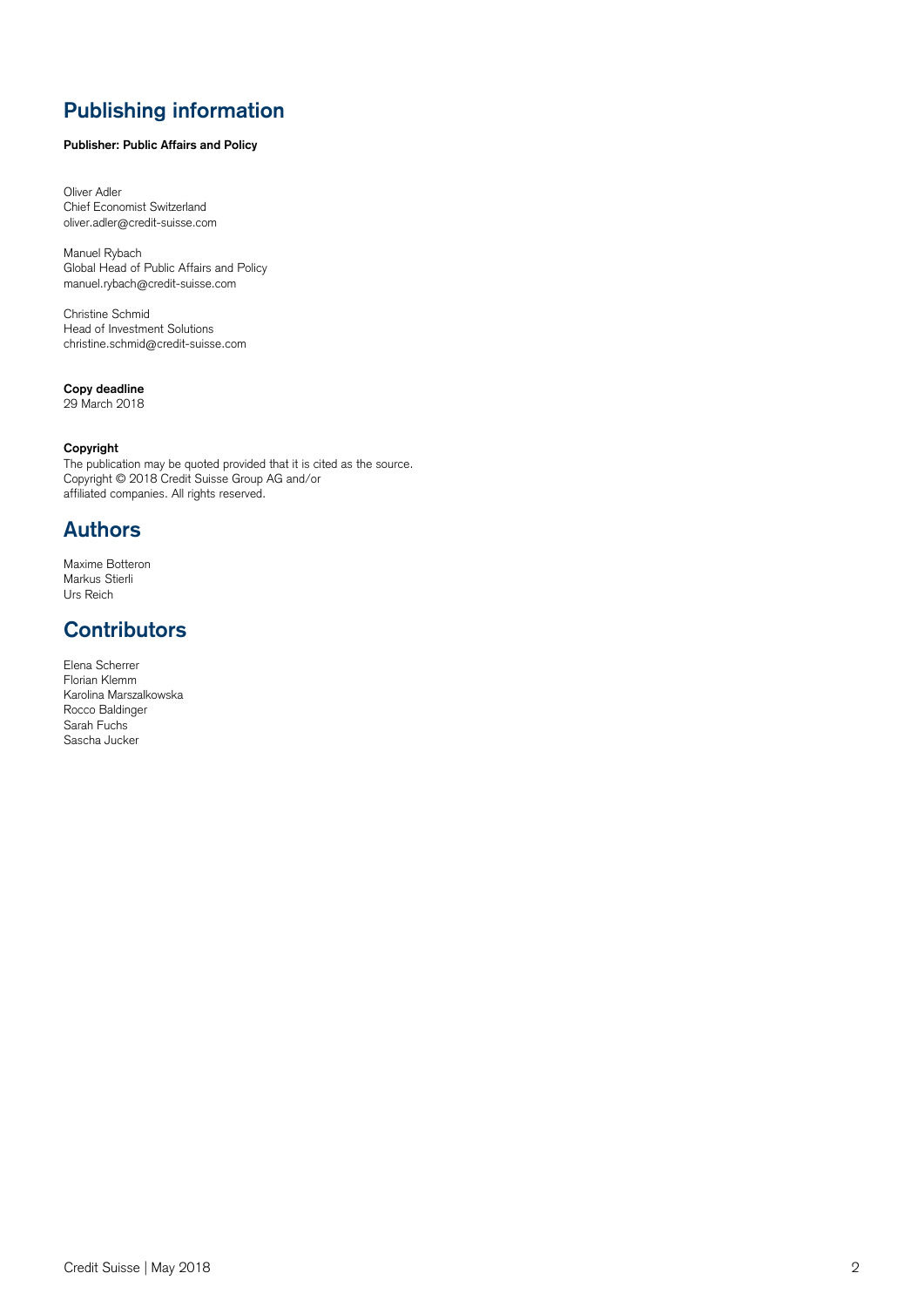## Publishing information

**Publisher: Public Affairs and Policy**

Oliver Adler
Chief Economist Switzerland
oliver.adler@credit-suisse.com

Manuel Rybach
Global Head of Public Affairs and Policy
manuel.rybach@credit-suisse.com

Christine Schmid
Head of Investment Solutions
christine.schmid@credit-suisse.com

**Copy deadline**
29 March 2018

**Copyright**
The publication may be quoted provided that it is cited as the source.
Copyright © 2018 Credit Suisse Group AG and/or
affiliated companies. All rights reserved.

## Authors

Maxime Botteron
Markus Stierli
Urs Reich

## Contributors

Elena Scherrer
Florian Klemm
Karolina Marszalkowska
Rocco Baldinger
Sarah Fuchs
Sascha Jucker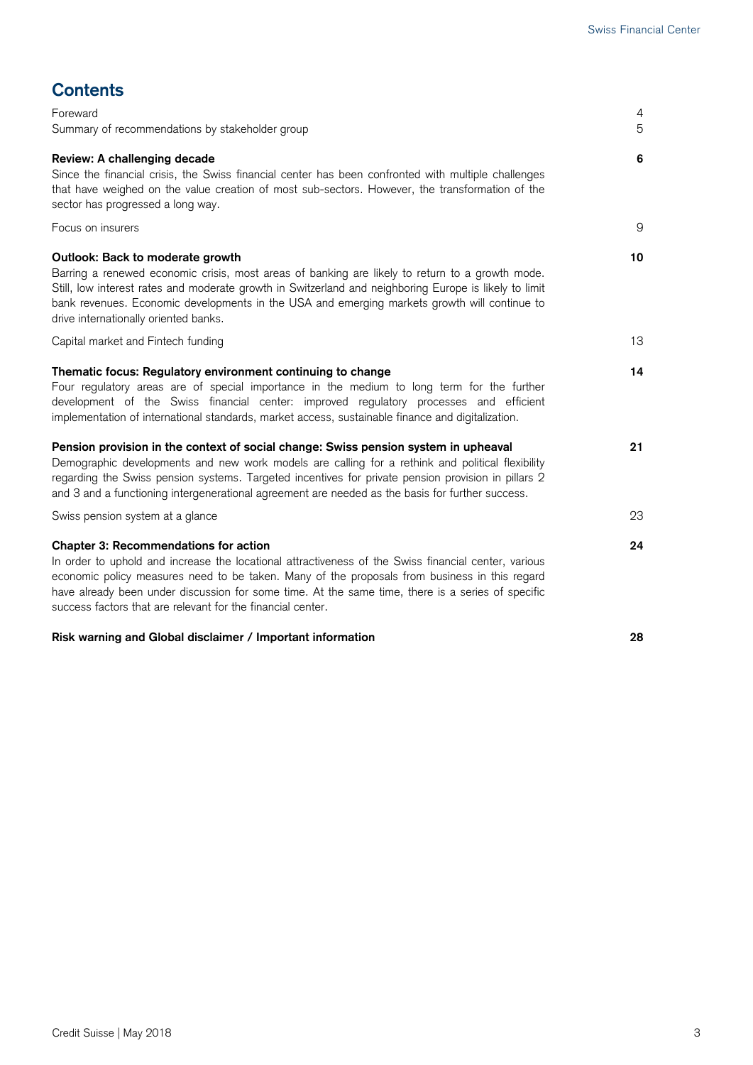## Contents

| | |
|---|---|
| Foreward | 4 |
| Summary of recommendations by stakeholder group | 5 |
| **Review: A challenging decade**<br>Since the financial crisis, the Swiss financial center has been confronted with multiple challenges that have weighed on the value creation of most sub-sectors. However, the transformation of the sector has progressed a long way. | **6** |
| Focus on insurers | 9 |
| **Outlook: Back to moderate growth**<br>Barring a renewed economic crisis, most areas of banking are likely to return to a growth mode. Still, low interest rates and moderate growth in Switzerland and neighboring Europe is likely to limit bank revenues. Economic developments in the USA and emerging markets growth will continue to drive internationally oriented banks. | **10** |
| Capital market and Fintech funding | 13 |
| **Thematic focus: Regulatory environment continuing to change**<br>Four regulatory areas are of special importance in the medium to long term for the further development of the Swiss financial center: improved regulatory processes and efficient implementation of international standards, market access, sustainable finance and digitalization. | **14** |
| **Pension provision in the context of social change: Swiss pension system in upheaval**<br>Demographic developments and new work models are calling for a rethink and political flexibility regarding the Swiss pension systems. Targeted incentives for private pension provision in pillars 2 and 3 and a functioning intergenerational agreement are needed as the basis for further success. | **21** |
| Swiss pension system at a glance | 23 |
| **Chapter 3: Recommendations for action**<br>In order to uphold and increase the locational attractiveness of the Swiss financial center, various economic policy measures need to be taken. Many of the proposals from business in this regard have already been under discussion for some time. At the same time, there is a series of specific success factors that are relevant for the financial center. | **24** |
| **Risk warning and Global disclaimer / Important information** | **28** |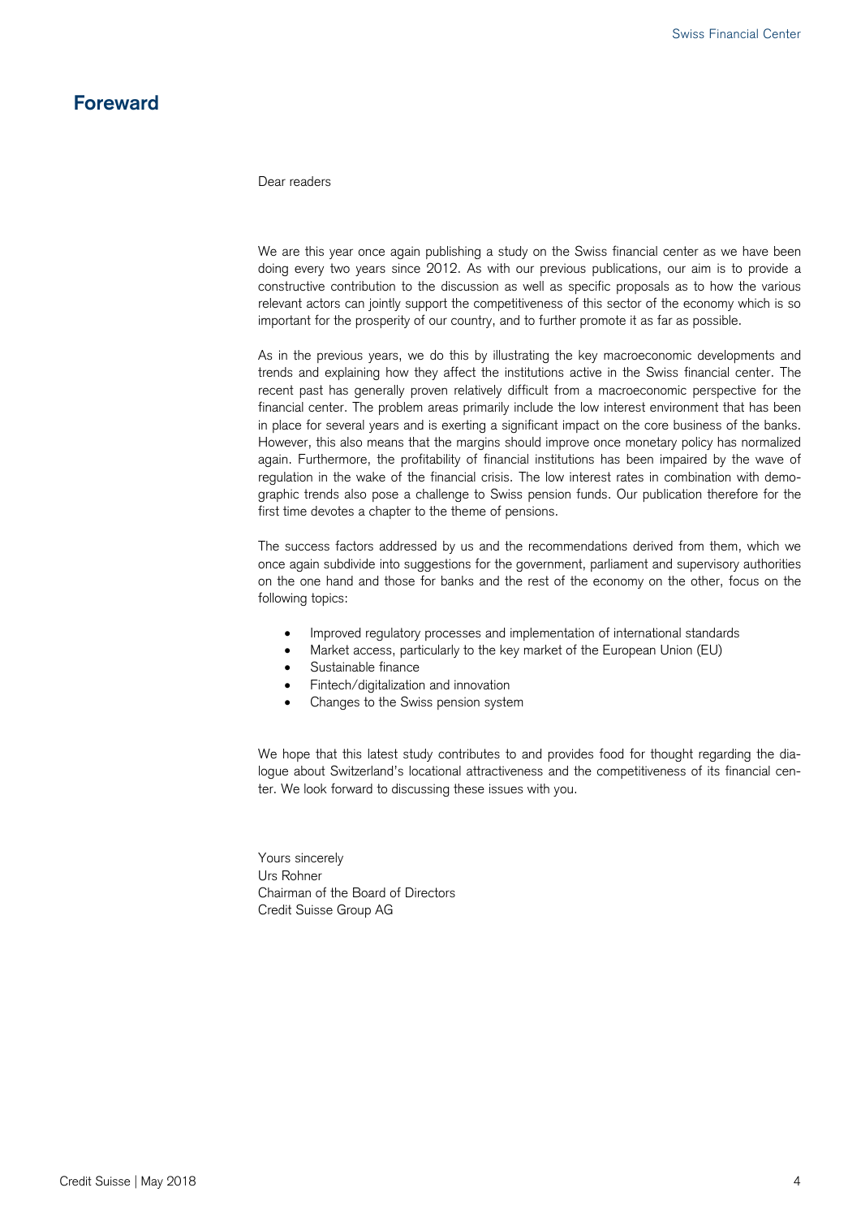# Foreward

Dear readers

We are this year once again publishing a study on the Swiss financial center as we have been doing every two years since 2012. As with our previous publications, our aim is to provide a constructive contribution to the discussion as well as specific proposals as to how the various relevant actors can jointly support the competitiveness of this sector of the economy which is so important for the prosperity of our country, and to further promote it as far as possible.

As in the previous years, we do this by illustrating the key macroeconomic developments and trends and explaining how they affect the institutions active in the Swiss financial center. The recent past has generally proven relatively difficult from a macroeconomic perspective for the financial center. The problem areas primarily include the low interest environment that has been in place for several years and is exerting a significant impact on the core business of the banks. However, this also means that the margins should improve once monetary policy has normalized again. Furthermore, the profitability of financial institutions has been impaired by the wave of regulation in the wake of the financial crisis. The low interest rates in combination with demographic trends also pose a challenge to Swiss pension funds. Our publication therefore for the first time devotes a chapter to the theme of pensions.

The success factors addressed by us and the recommendations derived from them, which we once again subdivide into suggestions for the government, parliament and supervisory authorities on the one hand and those for banks and the rest of the economy on the other, focus on the following topics:

- Improved regulatory processes and implementation of international standards
- Market access, particularly to the key market of the European Union (EU)
- Sustainable finance
- Fintech/digitalization and innovation
- Changes to the Swiss pension system

We hope that this latest study contributes to and provides food for thought regarding the dialogue about Switzerland's locational attractiveness and the competitiveness of its financial center. We look forward to discussing these issues with you.

Yours sincerely
Urs Rohner
Chairman of the Board of Directors
Credit Suisse Group AG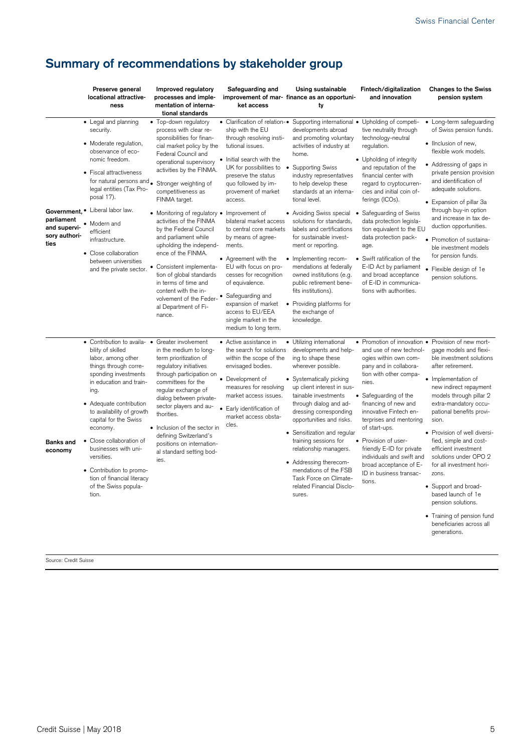## Summary of recommendations by stakeholder group

| | Preserve general locational attractiveness | Improved regulatory processes and implementation of international standards | Safeguarding and improvement of market access | Using sustainable finance as an opportunity | Fintech/digitalization and innovation | Changes to the Swiss pension system |
|---|---|---|---|---|---|---|
| **Government, parliament and supervisory authorities** | • Legal and planning security.<br>• Moderate regulation, observance of economic freedom.<br>• Fiscal attractiveness for natural persons and legal entities (Tax Proposal 17).<br>• Liberal labor law.<br>• Modern and efficient infrastructure.<br>• Close collaboration between universities and the private sector. | • Top-down regulatory process with clear responsibilities for financial market policy by the Federal Council and operational supervisory activities by the FINMA.<br>• Stronger weighting of competitiveness as FINMA target.<br>• Monitoring of regulatory activities of the FINMA by the Federal Council and parliament while upholding the independence of the FINMA.<br>• Consistent implementation of global standards in terms of time and content with the involvement of the Federal Department of Finance. | • Clarification of relationship with the EU through resolving institutional issues.<br>• Initial search with the UK for possibilities to preserve the status quo followed by improvement of market access.<br>• Improvement of bilateral market access to central core markets by means of agreements.<br>• Agreement with the EU with focus on processes for recognition of equivalence.<br>• Safeguarding and expansion of market access to EU/EEA single market in the medium to long term. | • Supporting international developments abroad and promoting voluntary activities of industry at home.<br>• Supporting Swiss industry representatives to help develop these standards at an international level.<br>• Avoiding Swiss special solutions for standards, labels and certifications for sustainable investment or reporting.<br>• Implementing recommendations at federally owned institutions (e.g. public retirement benefits institutions).<br>• Providing platforms for the exchange of knowledge. | • Upholding of competitive neutrality through technology-neutral regulation.<br>• Upholding of integrity and reputation of the financial center with regard to cryptocurrencies and initial coin offerings (ICOs).<br>• Safeguarding of Swiss data protection legislation equivalent to the EU data protection package.<br>• Swift ratification of the E-ID Act by parliament and broad acceptance of E-ID in communications with authorities. | • Long-term safeguarding of Swiss pension funds.<br>• Ilnclusion of new, flexible work models.<br>• Addressing of gaps in private pension provision and identification of adequate solutions.<br>• Expansion of pillar 3a through buy-in option and increase in tax deduction opportunities.<br>• Promotion of sustainable investment models for pension funds.<br>• Flexible design of 1e pension solutions. |
| **Banks and economy** | • Contribution to availability of skilled labor, among other things through corresponding investments in education and training.<br>• Adequate contribution to availability of growth capital for the Swiss economy.<br>• Close collaboration of businesses with universities.<br>• Contribution to promotion of financial literacy of the Swiss population. | • Greater involvement in the medium to long-term prioritization of regulatory initiatives through participation on committees for the regular exchange of dialog between private-sector players and authorities.<br>• Inclusion of the sector in defining Switzerland's positions on international standard setting bodies. | • Active assistance in the search for solutions within the scope of the envisaged bodies.<br>• Development of measures for resolving market access issues.<br>• Early identification of market access obstacles. | • Utilizing international developments and helping to shape these wherever possible.<br>• Systematically picking up client interest in sustainable investments through dialog and addressing corresponding opportunities and risks.<br>• Sensitization and regular training sessions for relationship managers.<br>• Addressing therecommendations of the FSB Task Force on Climate-related Financial Disclosures. | • Promotion of innovation and use of new technologies within own company and in collaboration with other companies.<br>• Safeguarding of the financing of new and innovative Fintech enterprises and mentoring of start-ups.<br>• Provision of user-friendly E-ID for private individuals and swift and broad acceptance of E-ID in business transactions. | • Provision of new mortgage models and flexible investment solutions after retirement.<br>• Implementation of new indirect repayment models through pillar 2 extra-mandatory occupational benefits provision.<br>• Provision of well diversified, simple and cost-efficient investment solutions under OPO 2 for all investment horizons.<br>• Support and broad-based launch of 1e pension solutions.<br>• Training of pension fund beneficiaries across all generations. |

Source: Credit Suisse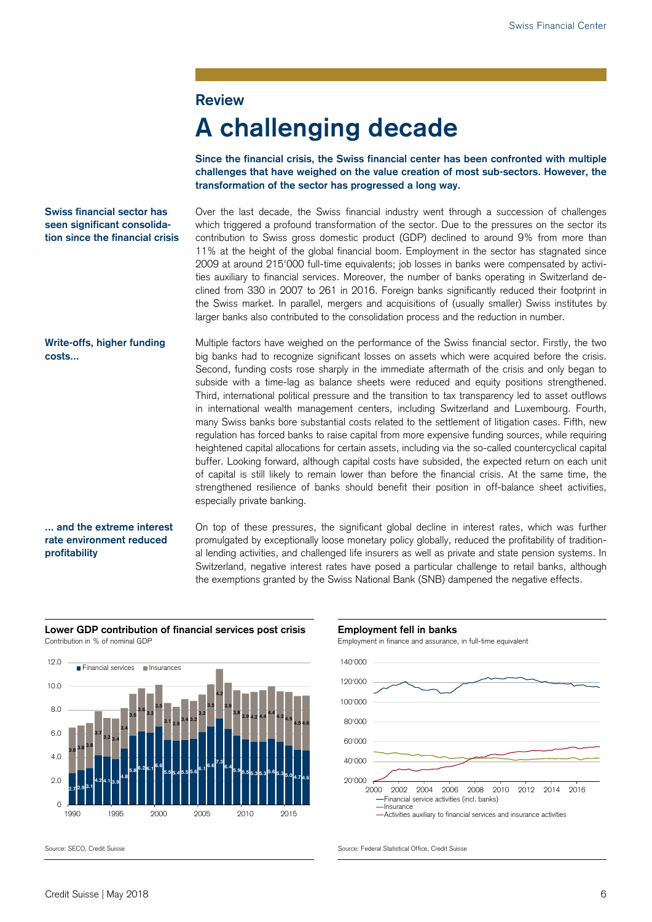## Review

# A challenging decade

**Since the financial crisis, the Swiss financial center has been confronted with multiple challenges that have weighed on the value creation of most sub-sectors. However, the transformation of the sector has progressed a long way.**

**Swiss financial sector has seen significant consolidation since the financial crisis**

Over the last decade, the Swiss financial industry went through a succession of challenges which triggered a profound transformation of the sector. Due to the pressures on the sector its contribution to Swiss gross domestic product (GDP) declined to around 9% from more than 11% at the height of the global financial boom. Employment in the sector has stagnated since 2009 at around 215'000 full-time equivalents; job losses in banks were compensated by activities auxiliary to financial services. Moreover, the number of banks operating in Switzerland declined from 330 in 2007 to 261 in 2016. Foreign banks significantly reduced their footprint in the Swiss market. In parallel, mergers and acquisitions of (usually smaller) Swiss institutes by larger banks also contributed to the consolidation process and the reduction in number.

**Write-offs, higher funding costs…**

Multiple factors have weighed on the performance of the Swiss financial sector. Firstly, the two big banks had to recognize significant losses on assets which were acquired before the crisis. Second, funding costs rose sharply in the immediate aftermath of the crisis and only began to subside with a time-lag as balance sheets were reduced and equity positions strengthened. Third, international political pressure and the transition to tax transparency led to asset outflows in international wealth management centers, including Switzerland and Luxembourg. Fourth, many Swiss banks bore substantial costs related to the settlement of litigation cases. Fifth, new regulation has forced banks to raise capital from more expensive funding sources, while requiring heightened capital allocations for certain assets, including via the so-called countercyclical capital buffer. Looking forward, although capital costs have subsided, the expected return on each unit of capital is still likely to remain lower than before the financial crisis. At the same time, the strengthened resilience of banks should benefit their position in off-balance sheet activities, especially private banking.

**… and the extreme interest rate environment reduced profitability**

On top of these pressures, the significant global decline in interest rates, which was further promulgated by exceptionally loose monetary policy globally, reduced the profitability of traditional lending activities, and challenged life insurers as well as private and state pension systems. In Switzerland, negative interest rates have posed a particular challenge to retail banks, although the exemptions granted by the Swiss National Bank (SNB) dampened the negative effects.

**Lower GDP contribution of financial services post crisis**

Contribution in % of nominal GDP

Source: SECO, Credit Suisse

**Employment fell in banks**

Employment in finance and assurance, in full-time equivalent

Source: Federal Statistical Office, Credit Suisse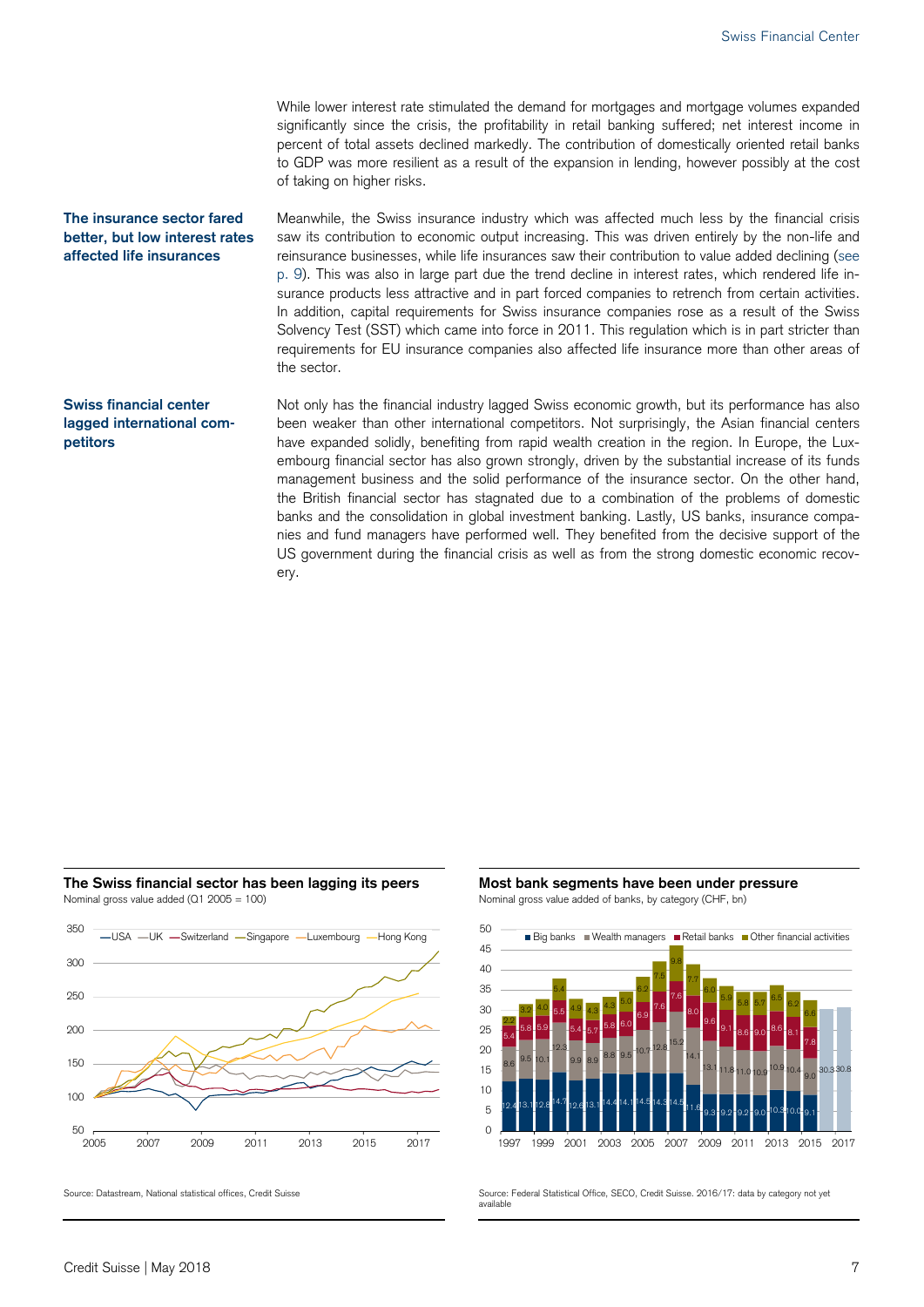While lower interest rate stimulated the demand for mortgages and mortgage volumes expanded significantly since the crisis, the profitability in retail banking suffered; net interest income in percent of total assets declined markedly. The contribution of domestically oriented retail banks to GDP was more resilient as a result of the expansion in lending, however possibly at the cost of taking on higher risks.

**The insurance sector fared better, but low interest rates affected life insurances**

Meanwhile, the Swiss insurance industry which was affected much less by the financial crisis saw its contribution to economic output increasing. This was driven entirely by the non-life and reinsurance businesses, while life insurances saw their contribution to value added declining (see p. 9). This was also in large part due the trend decline in interest rates, which rendered life insurance products less attractive and in part forced companies to retrench from certain activities. In addition, capital requirements for Swiss insurance companies rose as a result of the Swiss Solvency Test (SST) which came into force in 2011. This regulation which is in part stricter than requirements for EU insurance companies also affected life insurance more than other areas of the sector.

**Swiss financial center lagged international competitors**

Not only has the financial industry lagged Swiss economic growth, but its performance has also been weaker than other international competitors. Not surprisingly, the Asian financial centers have expanded solidly, benefiting from rapid wealth creation in the region. In Europe, the Luxembourg financial sector has also grown strongly, driven by the substantial increase of its funds management business and the solid performance of the insurance sector. On the other hand, the British financial sector has stagnated due to a combination of the problems of domestic banks and the consolidation in global investment banking. Lastly, US banks, insurance companies and fund managers have performed well. They benefited from the decisive support of the US government during the financial crisis as well as from the strong domestic economic recovery.

**The Swiss financial sector has been lagging its peers**

Nominal gross value added (Q1 2005 = 100)

Source: Datastream, National statistical offices, Credit Suisse

**Most bank segments have been under pressure**

Nominal gross value added of banks, by category (CHF, bn)

Source: Federal Statistical Office, SECO, Credit Suisse. 2016/17: data by category not yet available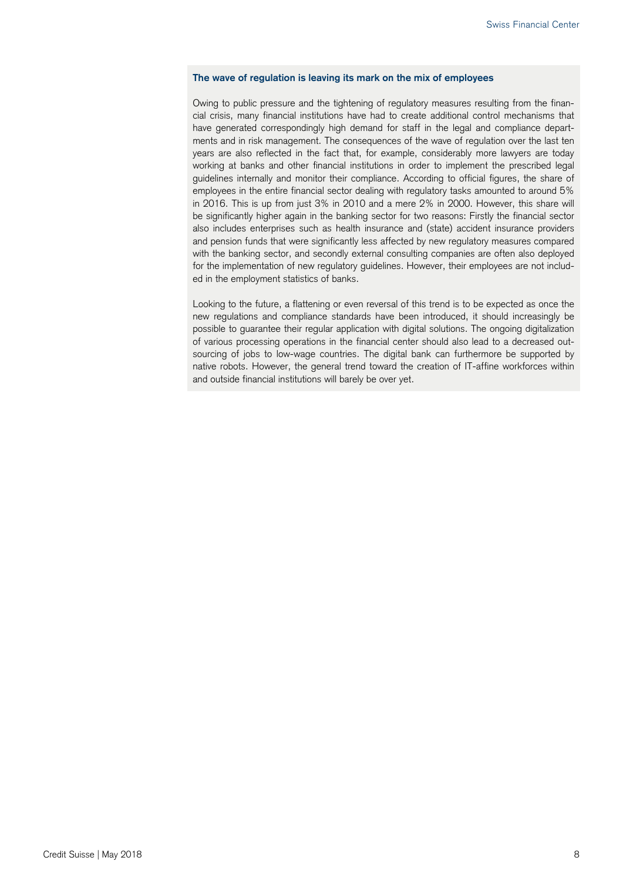**The wave of regulation is leaving its mark on the mix of employees**

Owing to public pressure and the tightening of regulatory measures resulting from the financial crisis, many financial institutions have had to create additional control mechanisms that have generated correspondingly high demand for staff in the legal and compliance departments and in risk management. The consequences of the wave of regulation over the last ten years are also reflected in the fact that, for example, considerably more lawyers are today working at banks and other financial institutions in order to implement the prescribed legal guidelines internally and monitor their compliance. According to official figures, the share of employees in the entire financial sector dealing with regulatory tasks amounted to around 5% in 2016. This is up from just 3% in 2010 and a mere 2% in 2000. However, this share will be significantly higher again in the banking sector for two reasons: Firstly the financial sector also includes enterprises such as health insurance and (state) accident insurance providers and pension funds that were significantly less affected by new regulatory measures compared with the banking sector, and secondly external consulting companies are often also deployed for the implementation of new regulatory guidelines. However, their employees are not included in the employment statistics of banks.

Looking to the future, a flattening or even reversal of this trend is to be expected as once the new regulations and compliance standards have been introduced, it should increasingly be possible to guarantee their regular application with digital solutions. The ongoing digitalization of various processing operations in the financial center should also lead to a decreased outsourcing of jobs to low-wage countries. The digital bank can furthermore be supported by native robots. However, the general trend toward the creation of IT-affine workforces within and outside financial institutions will barely be over yet.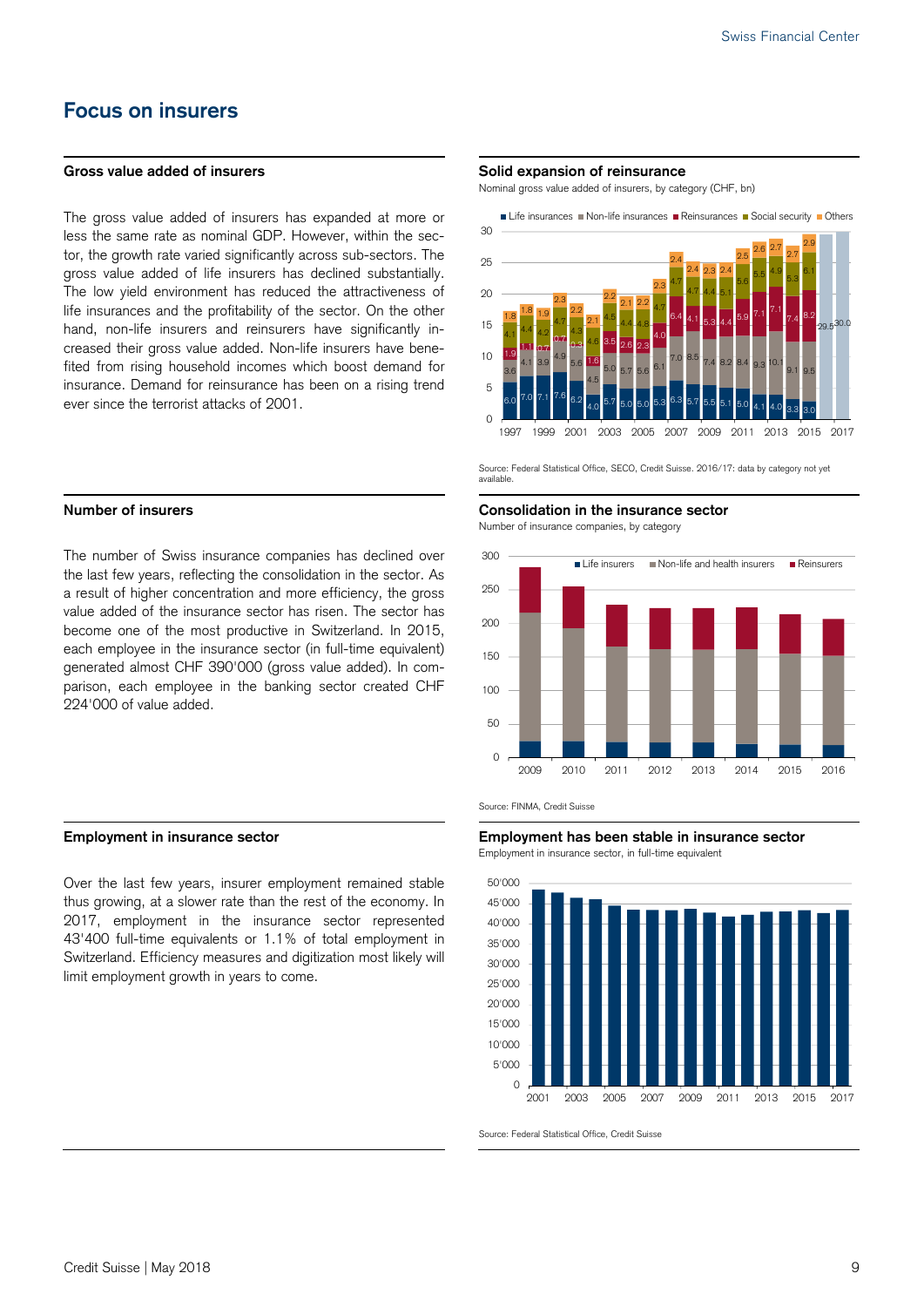# Focus on insurers

## Gross value added of insurers

The gross value added of insurers has expanded at more or less the same rate as nominal GDP. However, within the sector, the growth rate varied significantly across sub-sectors. The gross value added of life insurers has declined substantially. The low yield environment has reduced the attractiveness of life insurances and the profitability of the sector. On the other hand, non-life insurers and reinsurers have significantly increased their gross value added. Non-life insurers have benefited from rising household incomes which boost demand for insurance. Demand for reinsurance has been on a rising trend ever since the terrorist attacks of 2001.

### Solid expansion of reinsurance

Nominal gross value added of insurers, by category (CHF, bn)

Source: Federal Statistical Office, SECO, Credit Suisse. 2016/17: data by category not yet available.

## Number of insurers

The number of Swiss insurance companies has declined over the last few years, reflecting the consolidation in the sector. As a result of higher concentration and more efficiency, the gross value added of the insurance sector has risen. The sector has become one of the most productive in Switzerland. In 2015, each employee in the insurance sector (in full-time equivalent) generated almost CHF 390'000 (gross value added). In comparison, each employee in the banking sector created CHF 224'000 of value added.

### Consolidation in the insurance sector

Number of insurance companies, by category

Source: FINMA, Credit Suisse

## Employment in insurance sector

Over the last few years, insurer employment remained stable thus growing, at a slower rate than the rest of the economy. In 2017, employment in the insurance sector represented 43'400 full-time equivalents or 1.1% of total employment in Switzerland. Efficiency measures and digitization most likely will limit employment growth in years to come.

### Employment has been stable in insurance sector

Employment in insurance sector, in full-time equivalent

Source: Federal Statistical Office, Credit Suisse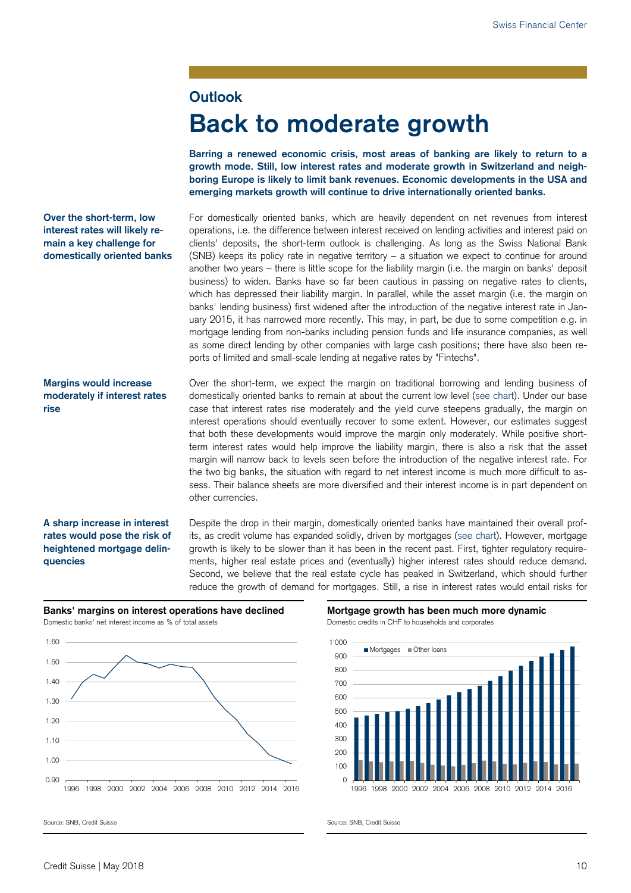## Outlook

# Back to moderate growth

**Barring a renewed economic crisis, most areas of banking are likely to return to a growth mode. Still, low interest rates and moderate growth in Switzerland and neighboring Europe is likely to limit bank revenues. Economic developments in the USA and emerging markets growth will continue to drive internationally oriented banks.**

**Over the short-term, low interest rates will likely remain a key challenge for domestically oriented banks**

For domestically oriented banks, which are heavily dependent on net revenues from interest operations, i.e. the difference between interest received on lending activities and interest paid on clients' deposits, the short-term outlook is challenging. As long as the Swiss National Bank (SNB) keeps its policy rate in negative territory – a situation we expect to continue for around another two years – there is little scope for the liability margin (i.e. the margin on banks' deposit business) to widen. Banks have so far been cautious in passing on negative rates to clients, which has depressed their liability margin. In parallel, while the asset margin (i.e. the margin on banks' lending business) first widened after the introduction of the negative interest rate in January 2015, it has narrowed more recently. This may, in part, be due to some competition e.g. in mortgage lending from non-banks including pension funds and life insurance companies, as well as some direct lending by other companies with large cash positions; there have also been reports of limited and small-scale lending at negative rates by "Fintechs".

**Margins would increase moderately if interest rates rise**

Over the short-term, we expect the margin on traditional borrowing and lending business of domestically oriented banks to remain at about the current low level (see chart). Under our base case that interest rates rise moderately and the yield curve steepens gradually, the margin on interest operations should eventually recover to some extent. However, our estimates suggest that both these developments would improve the margin only moderately. While positive short-term interest rates would help improve the liability margin, there is also a risk that the asset margin will narrow back to levels seen before the introduction of the negative interest rate. For the two big banks, the situation with regard to net interest income is much more difficult to assess. Their balance sheets are more diversified and their interest income is in part dependent on other currencies.

**A sharp increase in interest rates would pose the risk of heightened mortgage delinquencies**

Despite the drop in their margin, domestically oriented banks have maintained their overall profits, as credit volume has expanded solidly, driven by mortgages (see chart). However, mortgage growth is likely to be slower than it has been in the recent past. First, tighter regulatory requirements, higher real estate prices and (eventually) higher interest rates should reduce demand. Second, we believe that the real estate cycle has peaked in Switzerland, which should further reduce the growth of demand for mortgages. Still, a rise in interest rates would entail risks for

**Banks' margins on interest operations have declined**

Domestic banks' net interest income as % of total assets

Source: SNB, Credit Suisse

**Mortgage growth has been much more dynamic**

Domestic credits in CHF to households and corporates

Source: SNB, Credit Suisse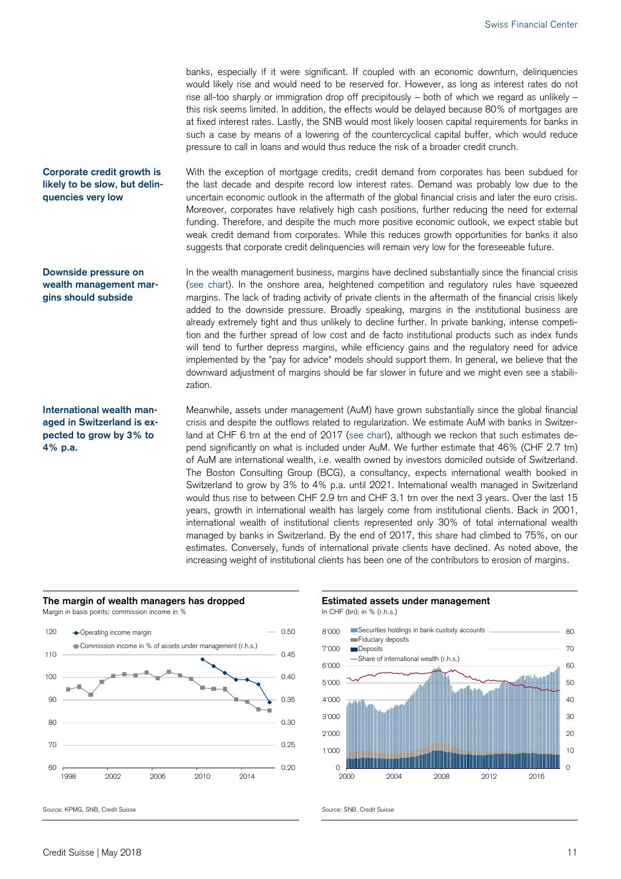banks, especially if it were significant. If coupled with an economic downturn, delinquencies would likely rise and would need to be reserved for. However, as long as interest rates do not rise all-too sharply or immigration drop off precipitously – both of which we regard as unlikely – this risk seems limited. In addition, the effects would be delayed because 80% of mortgages are at fixed interest rates. Lastly, the SNB would most likely loosen capital requirements for banks in such a case by means of a lowering of the countercyclical capital buffer, which would reduce pressure to call in loans and would thus reduce the risk of a broader credit crunch.

**Corporate credit growth is likely to be slow, but delinquencies very low**

With the exception of mortgage credits, credit demand from corporates has been subdued for the last decade and despite record low interest rates. Demand was probably low due to the uncertain economic outlook in the aftermath of the global financial crisis and later the euro crisis. Moreover, corporates have relatively high cash positions, further reducing the need for external funding. Therefore, and despite the much more positive economic outlook, we expect stable but weak credit demand from corporates. While this reduces growth opportunities for banks it also suggests that corporate credit delinquencies will remain very low for the foreseeable future.

**Downside pressure on wealth management margins should subside**

In the wealth management business, margins have declined substantially since the financial crisis (see chart). In the onshore area, heightened competition and regulatory rules have squeezed margins. The lack of trading activity of private clients in the aftermath of the financial crisis likely added to the downside pressure. Broadly speaking, margins in the institutional business are already extremely tight and thus unlikely to decline further. In private banking, intense competition and the further spread of low cost and de facto institutional products such as index funds will tend to further depress margins, while efficiency gains and the regulatory need for advice implemented by the "pay for advice" models should support them. In general, we believe that the downward adjustment of margins should be far slower in future and we might even see a stabilization.

**International wealth managed in Switzerland is expected to grow by 3% to 4% p.a.**

Meanwhile, assets under management (AuM) have grown substantially since the global financial crisis and despite the outflows related to regularization. We estimate AuM with banks in Switzerland at CHF 6 trn at the end of 2017 (see chart), although we reckon that such estimates depend significantly on what is included under AuM. We further estimate that 46% (CHF 2.7 trn) of AuM are international wealth, i.e. wealth owned by investors domiciled outside of Switzerland. The Boston Consulting Group (BCG), a consultancy, expects international wealth booked in Switzerland to grow by 3% to 4% p.a. until 2021. International wealth managed in Switzerland would thus rise to between CHF 2.9 trn and CHF 3.1 trn over the next 3 years. Over the last 15 years, growth in international wealth has largely come from institutional clients. Back in 2001, international wealth of institutional clients represented only 30% of total international wealth managed by banks in Switzerland. By the end of 2017, this share had climbed to 75%, on our estimates. Conversely, funds of international private clients have declined. As noted above, the increasing weight of institutional clients has been one of the contributors to erosion of margins.

**The margin of wealth managers has dropped**

Margin in basis points; commission income in %

Source: KPMG, SNB, Credit Suisse

**Estimated assets under management**

In CHF (bn); in % (r.h.s.)

Source: SNB, Credit Suisse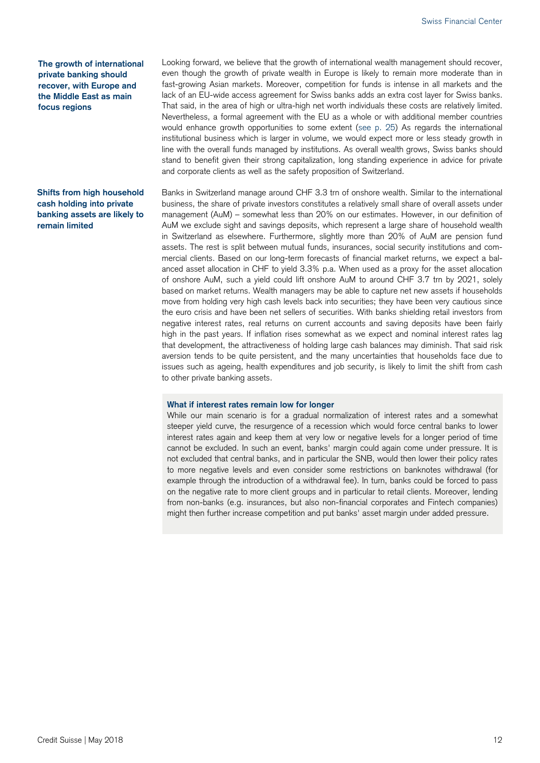**The growth of international private banking should recover, with Europe and the Middle East as main focus regions**

Looking forward, we believe that the growth of international wealth management should recover, even though the growth of private wealth in Europe is likely to remain more moderate than in fast-growing Asian markets. Moreover, competition for funds is intense in all markets and the lack of an EU-wide access agreement for Swiss banks adds an extra cost layer for Swiss banks. That said, in the area of high or ultra-high net worth individuals these costs are relatively limited. Nevertheless, a formal agreement with the EU as a whole or with additional member countries would enhance growth opportunities to some extent (see p. 25) As regards the international institutional business which is larger in volume, we would expect more or less steady growth in line with the overall funds managed by institutions. As overall wealth grows, Swiss banks should stand to benefit given their strong capitalization, long standing experience in advice for private and corporate clients as well as the safety proposition of Switzerland.

**Shifts from high household cash holding into private banking assets are likely to remain limited**

Banks in Switzerland manage around CHF 3.3 trn of onshore wealth. Similar to the international business, the share of private investors constitutes a relatively small share of overall assets under management (AuM) – somewhat less than 20% on our estimates. However, in our definition of AuM we exclude sight and savings deposits, which represent a large share of household wealth in Switzerland as elsewhere. Furthermore, slightly more than 20% of AuM are pension fund assets. The rest is split between mutual funds, insurances, social security institutions and commercial clients. Based on our long-term forecasts of financial market returns, we expect a balanced asset allocation in CHF to yield 3.3% p.a. When used as a proxy for the asset allocation of onshore AuM, such a yield could lift onshore AuM to around CHF 3.7 trn by 2021, solely based on market returns. Wealth managers may be able to capture net new assets if households move from holding very high cash levels back into securities; they have been very cautious since the euro crisis and have been net sellers of securities. With banks shielding retail investors from negative interest rates, real returns on current accounts and saving deposits have been fairly high in the past years. If inflation rises somewhat as we expect and nominal interest rates lag that development, the attractiveness of holding large cash balances may diminish. That said risk aversion tends to be quite persistent, and the many uncertainties that households face due to issues such as ageing, health expenditures and job security, is likely to limit the shift from cash to other private banking assets.

**What if interest rates remain low for longer**

While our main scenario is for a gradual normalization of interest rates and a somewhat steeper yield curve, the resurgence of a recession which would force central banks to lower interest rates again and keep them at very low or negative levels for a longer period of time cannot be excluded. In such an event, banks' margin could again come under pressure. It is not excluded that central banks, and in particular the SNB, would then lower their policy rates to more negative levels and even consider some restrictions on banknotes withdrawal (for example through the introduction of a withdrawal fee). In turn, banks could be forced to pass on the negative rate to more client groups and in particular to retail clients. Moreover, lending from non-banks (e.g. insurances, but also non-financial corporates and Fintech companies) might then further increase competition and put banks' asset margin under added pressure.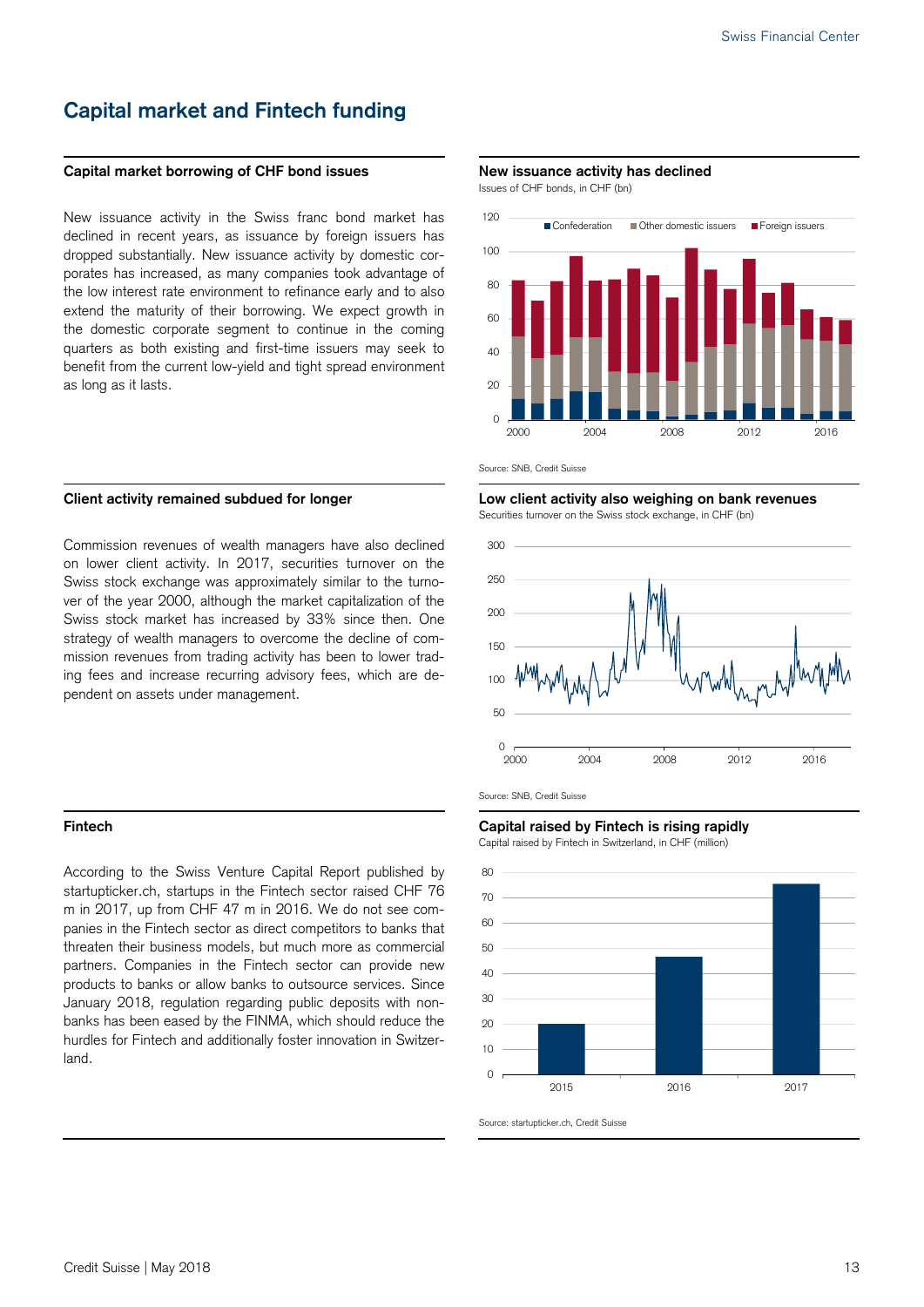# Capital market and Fintech funding

## Capital market borrowing of CHF bond issues

New issuance activity in the Swiss franc bond market has declined in recent years, as issuance by foreign issuers has dropped substantially. New issuance activity by domestic corporates has increased, as many companies took advantage of the low interest rate environment to refinance early and to also extend the maturity of their borrowing. We expect growth in the domestic corporate segment to continue in the coming quarters as both existing and first-time issuers may seek to benefit from the current low-yield and tight spread environment as long as it lasts.

**New issuance activity has declined**

Issues of CHF bonds, in CHF (bn)

Source: SNB, Credit Suisse

## Client activity remained subdued for longer

Commission revenues of wealth managers have also declined on lower client activity. In 2017, securities turnover on the Swiss stock exchange was approximately similar to the turnover of the year 2000, although the market capitalization of the Swiss stock market has increased by 33% since then. One strategy of wealth managers to overcome the decline of commission revenues from trading activity has been to lower trading fees and increase recurring advisory fees, which are dependent on assets under management.

**Low client activity also weighing on bank revenues**

Securities turnover on the Swiss stock exchange, in CHF (bn)

Source: SNB, Credit Suisse

## Fintech

According to the Swiss Venture Capital Report published by startupticker.ch, startups in the Fintech sector raised CHF 76 m in 2017, up from CHF 47 m in 2016. We do not see companies in the Fintech sector as direct competitors to banks that threaten their business models, but much more as commercial partners. Companies in the Fintech sector can provide new products to banks or allow banks to outsource services. Since January 2018, regulation regarding public deposits with non-banks has been eased by the FINMA, which should reduce the hurdles for Fintech and additionally foster innovation in Switzerland.

**Capital raised by Fintech is rising rapidly**

Capital raised by Fintech in Switzerland, in CHF (million)

Source: startupticker.ch, Credit Suisse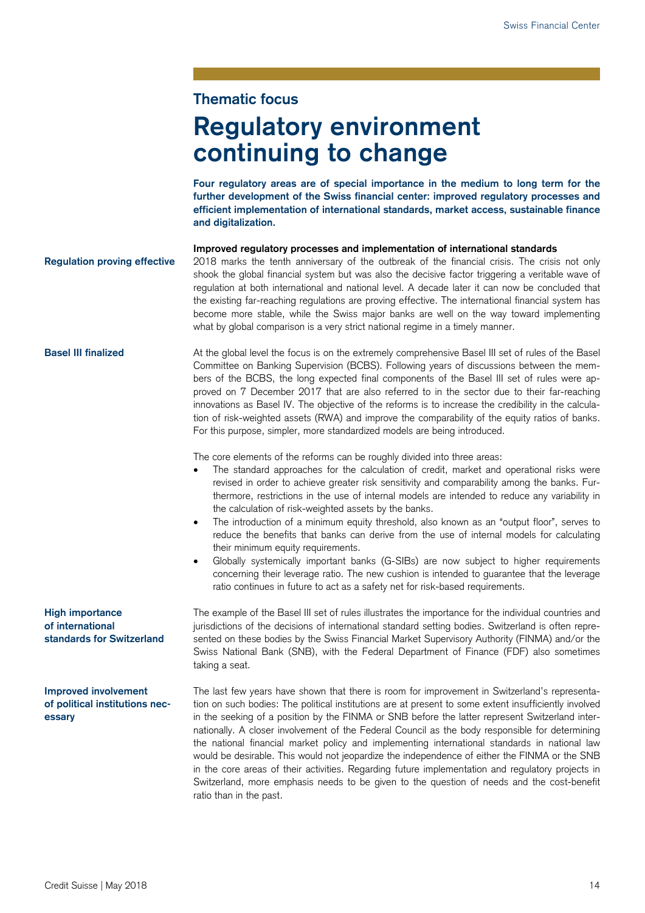### Thematic focus

# Regulatory environment continuing to change

**Four regulatory areas are of special importance in the medium to long term for the further development of the Swiss financial center: improved regulatory processes and efficient implementation of international standards, market access, sustainable finance and digitalization.**

**Improved regulatory processes and implementation of international standards**

**Regulation proving effective**

2018 marks the tenth anniversary of the outbreak of the financial crisis. The crisis not only shook the global financial system but was also the decisive factor triggering a veritable wave of regulation at both international and national level. A decade later it can now be concluded that the existing far-reaching regulations are proving effective. The international financial system has become more stable, while the Swiss major banks are well on the way toward implementing what by global comparison is a very strict national regime in a timely manner.

**Basel III finalized**

At the global level the focus is on the extremely comprehensive Basel III set of rules of the Basel Committee on Banking Supervision (BCBS). Following years of discussions between the members of the BCBS, the long expected final components of the Basel III set of rules were approved on 7 December 2017 that are also referred to in the sector due to their far-reaching innovations as Basel IV. The objective of the reforms is to increase the credibility in the calculation of risk-weighted assets (RWA) and improve the comparability of the equity ratios of banks. For this purpose, simpler, more standardized models are being introduced.

The core elements of the reforms can be roughly divided into three areas:

- The standard approaches for the calculation of credit, market and operational risks were revised in order to achieve greater risk sensitivity and comparability among the banks. Furthermore, restrictions in the use of internal models are intended to reduce any variability in the calculation of risk-weighted assets by the banks.
- The introduction of a minimum equity threshold, also known as an "output floor", serves to reduce the benefits that banks can derive from the use of internal models for calculating their minimum equity requirements.
- Globally systemically important banks (G-SIBs) are now subject to higher requirements concerning their leverage ratio. The new cushion is intended to guarantee that the leverage ratio continues in future to act as a safety net for risk-based requirements.

**High importance of international standards for Switzerland**

The example of the Basel III set of rules illustrates the importance for the individual countries and jurisdictions of the decisions of international standard setting bodies. Switzerland is often represented on these bodies by the Swiss Financial Market Supervisory Authority (FINMA) and/or the Swiss National Bank (SNB), with the Federal Department of Finance (FDF) also sometimes taking a seat.

**Improved involvement of political institutions necessary**

The last few years have shown that there is room for improvement in Switzerland's representation on such bodies: The political institutions are at present to some extent insufficiently involved in the seeking of a position by the FINMA or SNB before the latter represent Switzerland internationally. A closer involvement of the Federal Council as the body responsible for determining the national financial market policy and implementing international standards in national law would be desirable. This would not jeopardize the independence of either the FINMA or the SNB in the core areas of their activities. Regarding future implementation and regulatory projects in Switzerland, more emphasis needs to be given to the question of needs and the cost-benefit ratio than in the past.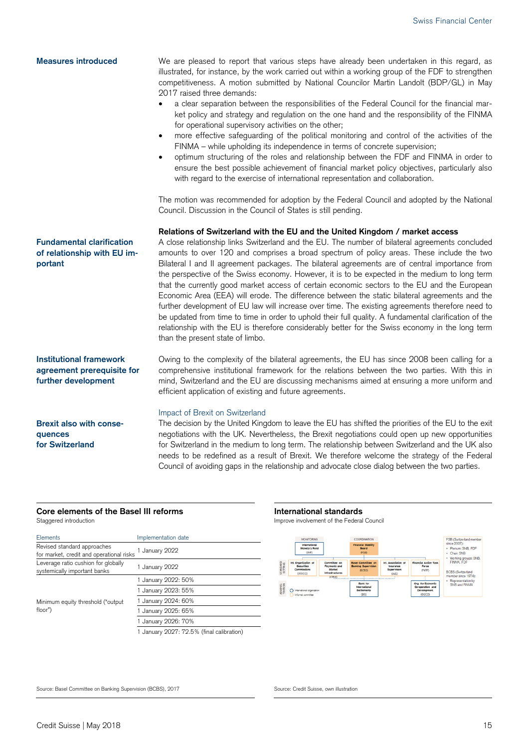**Measures introduced**

We are pleased to report that various steps have already been undertaken in this regard, as illustrated, for instance, by the work carried out within a working group of the FDF to strengthen competitiveness. A motion submitted by National Councilor Martin Landolt (BDP/GL) in May 2017 raised three demands:

- a clear separation between the responsibilities of the Federal Council for the financial market policy and strategy and regulation on the one hand and the responsibility of the FINMA for operational supervisory activities on the other;
- more effective safeguarding of the political monitoring and control of the activities of the FINMA – while upholding its independence in terms of concrete supervision;
- optimum structuring of the roles and relationship between the FDF and FINMA in order to ensure the best possible achievement of financial market policy objectives, particularly also with regard to the exercise of international representation and collaboration.

The motion was recommended for adoption by the Federal Council and adopted by the National Council. Discussion in the Council of States is still pending.

### Relations of Switzerland with the EU and the United Kingdom / market access

**Fundamental clarification of relationship with EU important**

A close relationship links Switzerland and the EU. The number of bilateral agreements concluded amounts to over 120 and comprises a broad spectrum of policy areas. These include the two Bilateral I and II agreement packages. The bilateral agreements are of central importance from the perspective of the Swiss economy. However, it is to be expected in the medium to long term that the currently good market access of certain economic sectors to the EU and the European Economic Area (EEA) will erode. The difference between the static bilateral agreements and the further development of EU law will increase over time. The existing agreements therefore need to be updated from time to time in order to uphold their full quality. A fundamental clarification of the relationship with the EU is therefore considerably better for the Swiss economy in the long term than the present state of limbo.

**Institutional framework agreement prerequisite for further development**

Owing to the complexity of the bilateral agreements, the EU has since 2008 been calling for a comprehensive institutional framework for the relations between the two parties. With this in mind, Switzerland and the EU are discussing mechanisms aimed at ensuring a more uniform and efficient application of existing and future agreements.

#### Impact of Brexit on Switzerland

**Brexit also with consequences for Switzerland**

The decision by the United Kingdom to leave the EU has shifted the priorities of the EU to the exit negotiations with the UK. Nevertheless, the Brexit negotiations could open up new opportunities for Switzerland in the medium to long term. The relationship between Switzerland and the UK also needs to be redefined as a result of Brexit. We therefore welcome the strategy of the Federal Council of avoiding gaps in the relationship and advocate close dialog between the two parties.

**Core elements of the Basel III reforms**

Staggered introduction

| Elements | Implementation date |
|---|---|
| Revised standard approaches for market, credit and operational risks | 1 January 2022 |
| Leverage ratio cushion for globally systemically important banks | 1 January 2022 |
| Minimum equity threshold ("output floor") | 1 January 2022: 50% |
| | 1 January 2023: 55% |
| | 1 January 2024: 60% |
| | 1 January 2025: 65% |
| | 1 January 2026: 70% |
| | 1 January 2027: 72.5% (final calibration) |

Source: Basel Committee on Banking Supervision (BCBS), 2017

**International standards**

Improve involvement of the Federal Council

MONITORING: International Monetary Fund (IMF)

COORDINATION: Financial Stability Board (FSB)

STANDARD SETTING: Intl. Organization of Securities Commissions (IOSCO); Committee on Payments and Market Infrastructures (CPMI); Basel Committee on Banking Supervision (BCBS); Intl. Association of Insurance Supervisors (IAIS); Financial Action Task Force (FATF)

ADMINISTRATION: Bank for International Settlements (BIS); Org. for Economic Co-operation and Development (OECD)

International organization; Informal committee

FSB (Switzerland member since 2007):
- Plenum: SNB, FDF
- Chair: SNB
- Working groups: SNB, FINMA, FDF

BCBS (Switzerland member since 1974):
- Representation by SNB and FINMA

Source: Credit Suisse, own illustration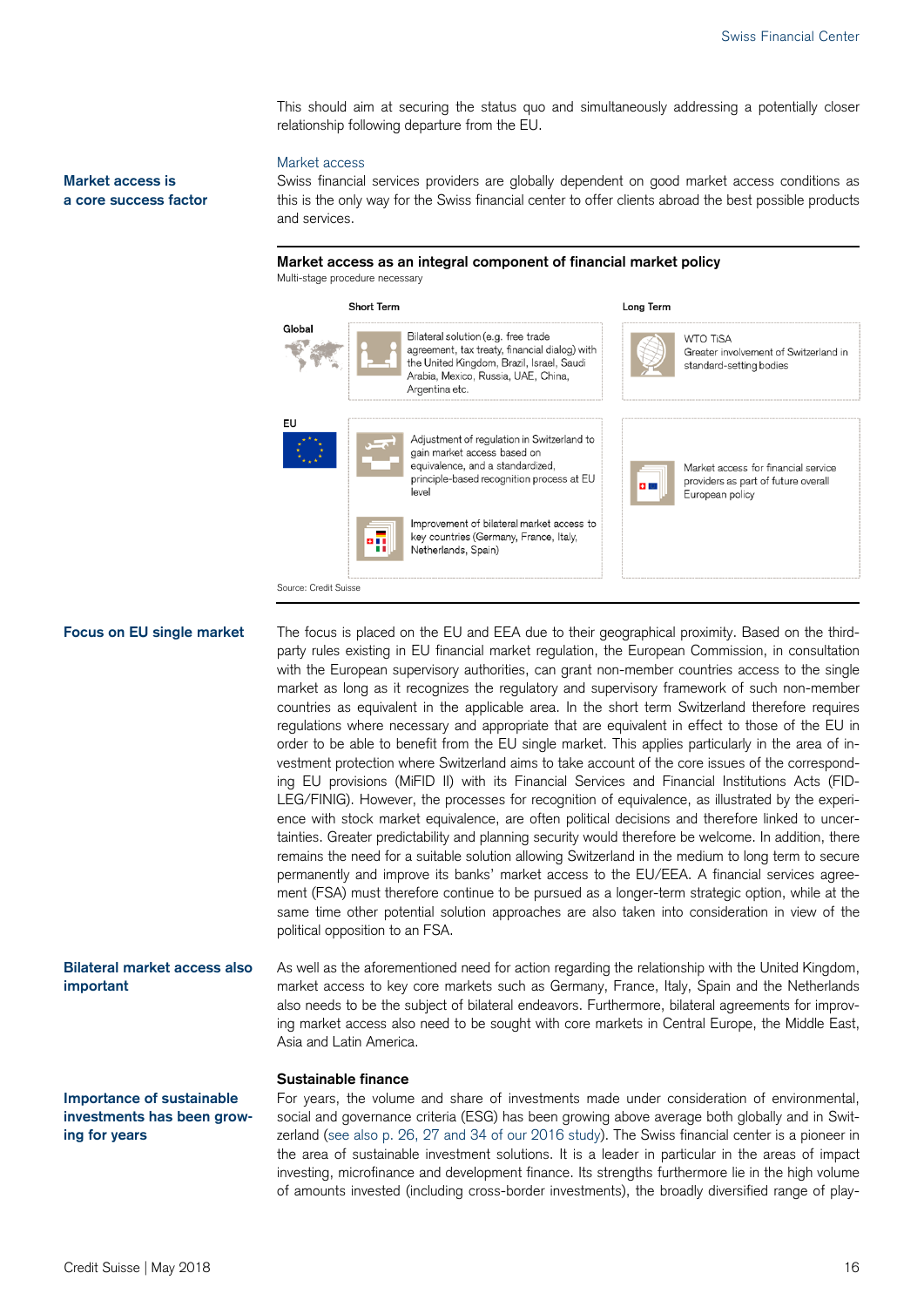This should aim at securing the status quo and simultaneously addressing a potentially closer relationship following departure from the EU.

## Market access

**Market access is a core success factor**

Swiss financial services providers are globally dependent on good market access conditions as this is the only way for the Swiss financial center to offer clients abroad the best possible products and services.

**Market access as an integral component of financial market policy**

Multi-stage procedure necessary

| | Short Term | Long Term |
|---|---|---|
| Global | Bilateral solution (e.g. free trade agreement, tax treaty, financial dialog) with the United Kingdom, Brazil, Israel, Saudi Arabia, Mexico, Russia, UAE, China, Argentina etc. | WTO TiSA<br>Greater involvement of Switzerland in standard-setting bodies |
| EU | Adjustment of regulation in Switzerland to gain market access based on equivalence, and a standardized, principle-based recognition process at EU level<br><br>Improvement of bilateral market access to key countries (Germany, France, Italy, Netherlands, Spain) | Market access for financial service providers as part of future overall European policy |

Source: Credit Suisse

**Focus on EU single market**

The focus is placed on the EU and EEA due to their geographical proximity. Based on the third-party rules existing in EU financial market regulation, the European Commission, in consultation with the European supervisory authorities, can grant non-member countries access to the single market as long as it recognizes the regulatory and supervisory framework of such non-member countries as equivalent in the applicable area. In the short term Switzerland therefore requires regulations where necessary and appropriate that are equivalent in effect to those of the EU in order to be able to benefit from the EU single market. This applies particularly in the area of investment protection where Switzerland aims to take account of the core issues of the corresponding EU provisions (MiFID II) with its Financial Services and Financial Institutions Acts (FIDLEG/FINIG). However, the processes for recognition of equivalence, as illustrated by the experience with stock market equivalence, are often political decisions and therefore linked to uncertainties. Greater predictability and planning security would therefore be welcome. In addition, there remains the need for a suitable solution allowing Switzerland in the medium to long term to secure permanently and improve its banks' market access to the EU/EEA. A financial services agreement (FSA) must therefore continue to be pursued as a longer-term strategic option, while at the same time other potential solution approaches are also taken into consideration in view of the political opposition to an FSA.

**Bilateral market access also important**

As well as the aforementioned need for action regarding the relationship with the United Kingdom, market access to key core markets such as Germany, France, Italy, Spain and the Netherlands also needs to be the subject of bilateral endeavors. Furthermore, bilateral agreements for improving market access also need to be sought with core markets in Central Europe, the Middle East, Asia and Latin America.

## Sustainable finance

**Importance of sustainable investments has been growing for years**

For years, the volume and share of investments made under consideration of environmental, social and governance criteria (ESG) has been growing above average both globally and in Switzerland (see also p. 26, 27 and 34 of our 2016 study). The Swiss financial center is a pioneer in the area of sustainable investment solutions. It is a leader in particular in the areas of impact investing, microfinance and development finance. Its strengths furthermore lie in the high volume of amounts invested (including cross-border investments), the broadly diversified range of play-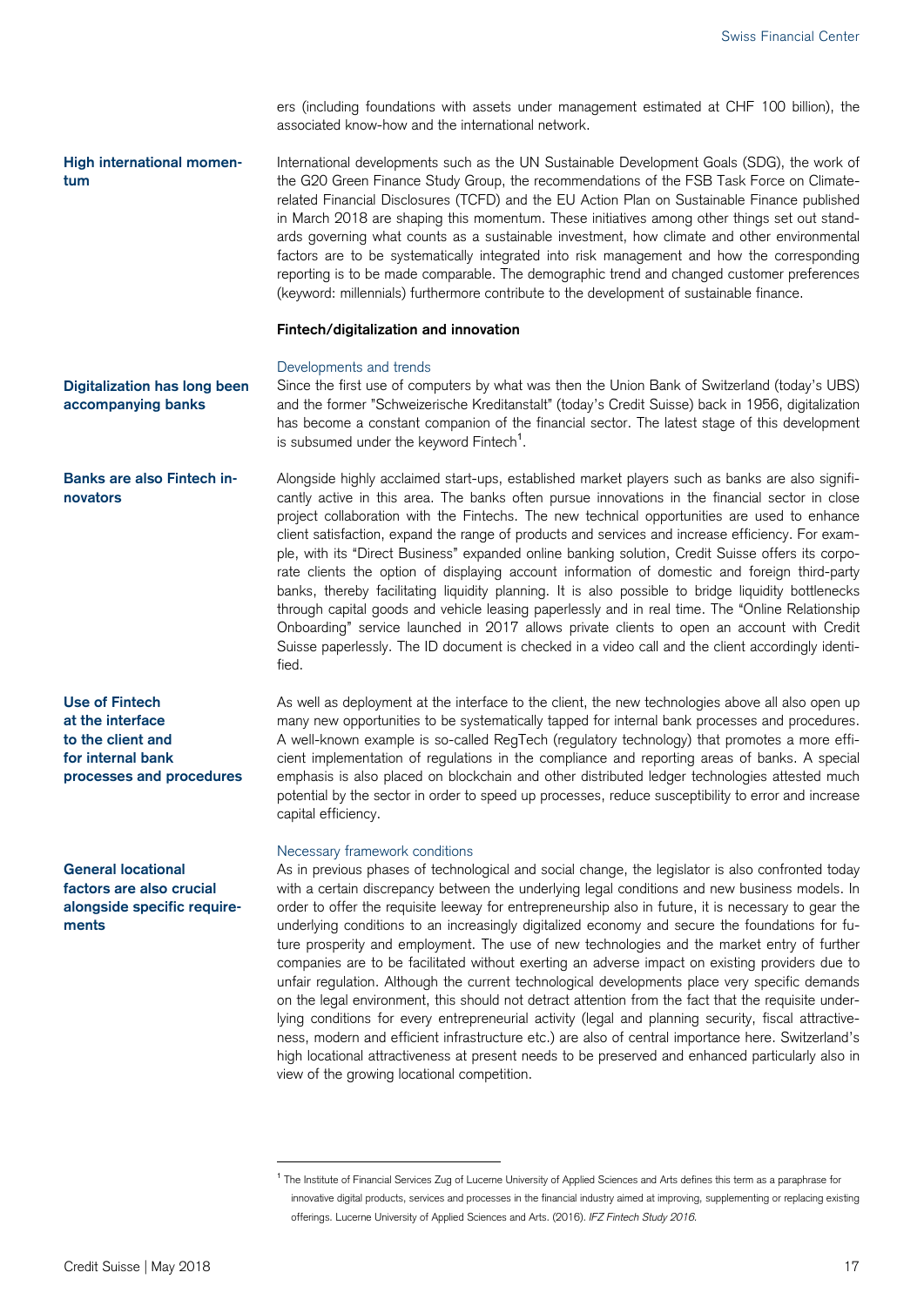ers (including foundations with assets under management estimated at CHF 100 billion), the associated know-how and the international network.

**High international momentum**

International developments such as the UN Sustainable Development Goals (SDG), the work of the G20 Green Finance Study Group, the recommendations of the FSB Task Force on Climate-related Financial Disclosures (TCFD) and the EU Action Plan on Sustainable Finance published in March 2018 are shaping this momentum. These initiatives among other things set out standards governing what counts as a sustainable investment, how climate and other environmental factors are to be systematically integrated into risk management and how the corresponding reporting is to be made comparable. The demographic trend and changed customer preferences (keyword: millennials) furthermore contribute to the development of sustainable finance.

### Fintech/digitalization and innovation

#### Developments and trends

**Digitalization has long been accompanying banks**

Since the first use of computers by what was then the Union Bank of Switzerland (today's UBS) and the former "Schweizerische Kreditanstalt" (today's Credit Suisse) back in 1956, digitalization has become a constant companion of the financial sector. The latest stage of this development is subsumed under the keyword Fintech[1].

**Banks are also Fintech innovators**

Alongside highly acclaimed start-ups, established market players such as banks are also significantly active in this area. The banks often pursue innovations in the financial sector in close project collaboration with the Fintechs. The new technical opportunities are used to enhance client satisfaction, expand the range of products and services and increase efficiency. For example, with its "Direct Business" expanded online banking solution, Credit Suisse offers its corporate clients the option of displaying account information of domestic and foreign third-party banks, thereby facilitating liquidity planning. It is also possible to bridge liquidity bottlenecks through capital goods and vehicle leasing paperlessly and in real time. The "Online Relationship Onboarding" service launched in 2017 allows private clients to open an account with Credit Suisse paperlessly. The ID document is checked in a video call and the client accordingly identified.

**Use of Fintech at the interface to the client and for internal bank processes and procedures**

As well as deployment at the interface to the client, the new technologies above all also open up many new opportunities to be systematically tapped for internal bank processes and procedures. A well-known example is so-called RegTech (regulatory technology) that promotes a more efficient implementation of regulations in the compliance and reporting areas of banks. A special emphasis is also placed on blockchain and other distributed ledger technologies attested much potential by the sector in order to speed up processes, reduce susceptibility to error and increase capital efficiency.

#### Necessary framework conditions

**General locational factors are also crucial alongside specific requirements**

As in previous phases of technological and social change, the legislator is also confronted today with a certain discrepancy between the underlying legal conditions and new business models. In order to offer the requisite leeway for entrepreneurship also in future, it is necessary to gear the underlying conditions to an increasingly digitalized economy and secure the foundations for future prosperity and employment. The use of new technologies and the market entry of further companies are to be facilitated without exerting an adverse impact on existing providers due to unfair regulation. Although the current technological developments place very specific demands on the legal environment, this should not detract attention from the fact that the requisite underlying conditions for every entrepreneurial activity (legal and planning security, fiscal attractiveness, modern and efficient infrastructure etc.) are also of central importance here. Switzerland's high locational attractiveness at present needs to be preserved and enhanced particularly also in view of the growing locational competition.

---

[1] The Institute of Financial Services Zug of Lucerne University of Applied Sciences and Arts defines this term as a paraphrase for innovative digital products, services and processes in the financial industry aimed at improving, supplementing or replacing existing offerings. Lucerne University of Applied Sciences and Arts. (2016). *IFZ Fintech Study 2016*.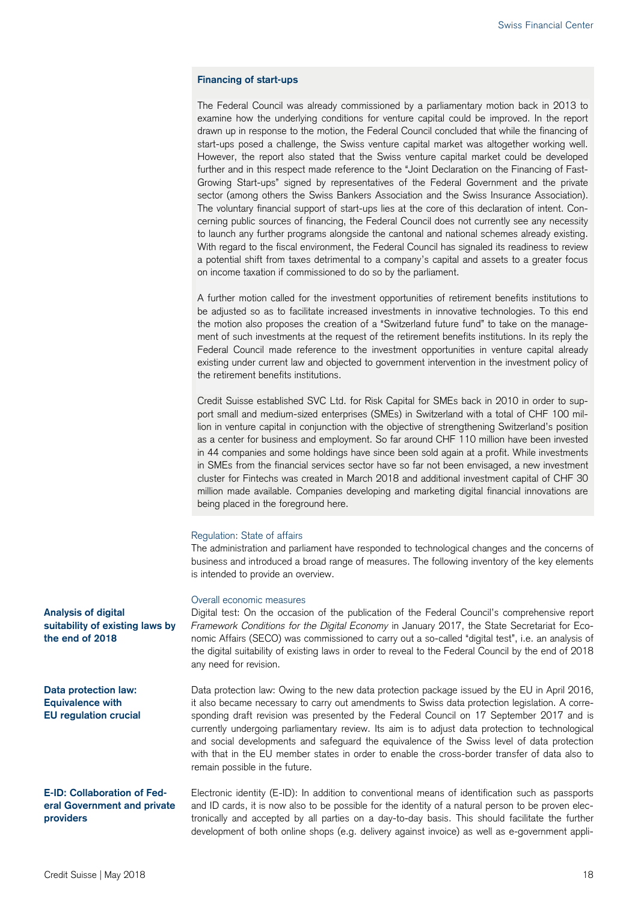### Financing of start-ups

The Federal Council was already commissioned by a parliamentary motion back in 2013 to examine how the underlying conditions for venture capital could be improved. In the report drawn up in response to the motion, the Federal Council concluded that while the financing of start-ups posed a challenge, the Swiss venture capital market was altogether working well. However, the report also stated that the Swiss venture capital market could be developed further and in this respect made reference to the "Joint Declaration on the Financing of Fast-Growing Start-ups" signed by representatives of the Federal Government and the private sector (among others the Swiss Bankers Association and the Swiss Insurance Association). The voluntary financial support of start-ups lies at the core of this declaration of intent. Concerning public sources of financing, the Federal Council does not currently see any necessity to launch any further programs alongside the cantonal and national schemes already existing. With regard to the fiscal environment, the Federal Council has signaled its readiness to review a potential shift from taxes detrimental to a company's capital and assets to a greater focus on income taxation if commissioned to do so by the parliament.

A further motion called for the investment opportunities of retirement benefits institutions to be adjusted so as to facilitate increased investments in innovative technologies. To this end the motion also proposes the creation of a "Switzerland future fund" to take on the management of such investments at the request of the retirement benefits institutions. In its reply the Federal Council made reference to the investment opportunities in venture capital already existing under current law and objected to government intervention in the investment policy of the retirement benefits institutions.

Credit Suisse established SVC Ltd. for Risk Capital for SMEs back in 2010 in order to support small and medium-sized enterprises (SMEs) in Switzerland with a total of CHF 100 million in venture capital in conjunction with the objective of strengthening Switzerland's position as a center for business and employment. So far around CHF 110 million have been invested in 44 companies and some holdings have since been sold again at a profit. While investments in SMEs from the financial services sector have so far not been envisaged, a new investment cluster for Fintechs was created in March 2018 and additional investment capital of CHF 30 million made available. Companies developing and marketing digital financial innovations are being placed in the foreground here.

#### Regulation: State of affairs

The administration and parliament have responded to technological changes and the concerns of business and introduced a broad range of measures. The following inventory of the key elements is intended to provide an overview.

#### Overall economic measures

**Analysis of digital suitability of existing laws by the end of 2018**

Digital test: On the occasion of the publication of the Federal Council's comprehensive report *Framework Conditions for the Digital Economy* in January 2017, the State Secretariat for Economic Affairs (SECO) was commissioned to carry out a so-called "digital test", i.e. an analysis of the digital suitability of existing laws in order to reveal to the Federal Council by the end of 2018 any need for revision.

**Data protection law: Equivalence with EU regulation crucial**

Data protection law: Owing to the new data protection package issued by the EU in April 2016, it also became necessary to carry out amendments to Swiss data protection legislation. A corresponding draft revision was presented by the Federal Council on 17 September 2017 and is currently undergoing parliamentary review. Its aim is to adjust data protection to technological and social developments and safeguard the equivalence of the Swiss level of data protection with that in the EU member states in order to enable the cross-border transfer of data also to remain possible in the future.

**E-ID: Collaboration of Federal Government and private providers**

Electronic identity (E-ID): In addition to conventional means of identification such as passports and ID cards, it is now also to be possible for the identity of a natural person to be proven electronically and accepted by all parties on a day-to-day basis. This should facilitate the further development of both online shops (e.g. delivery against invoice) as well as e-government appli-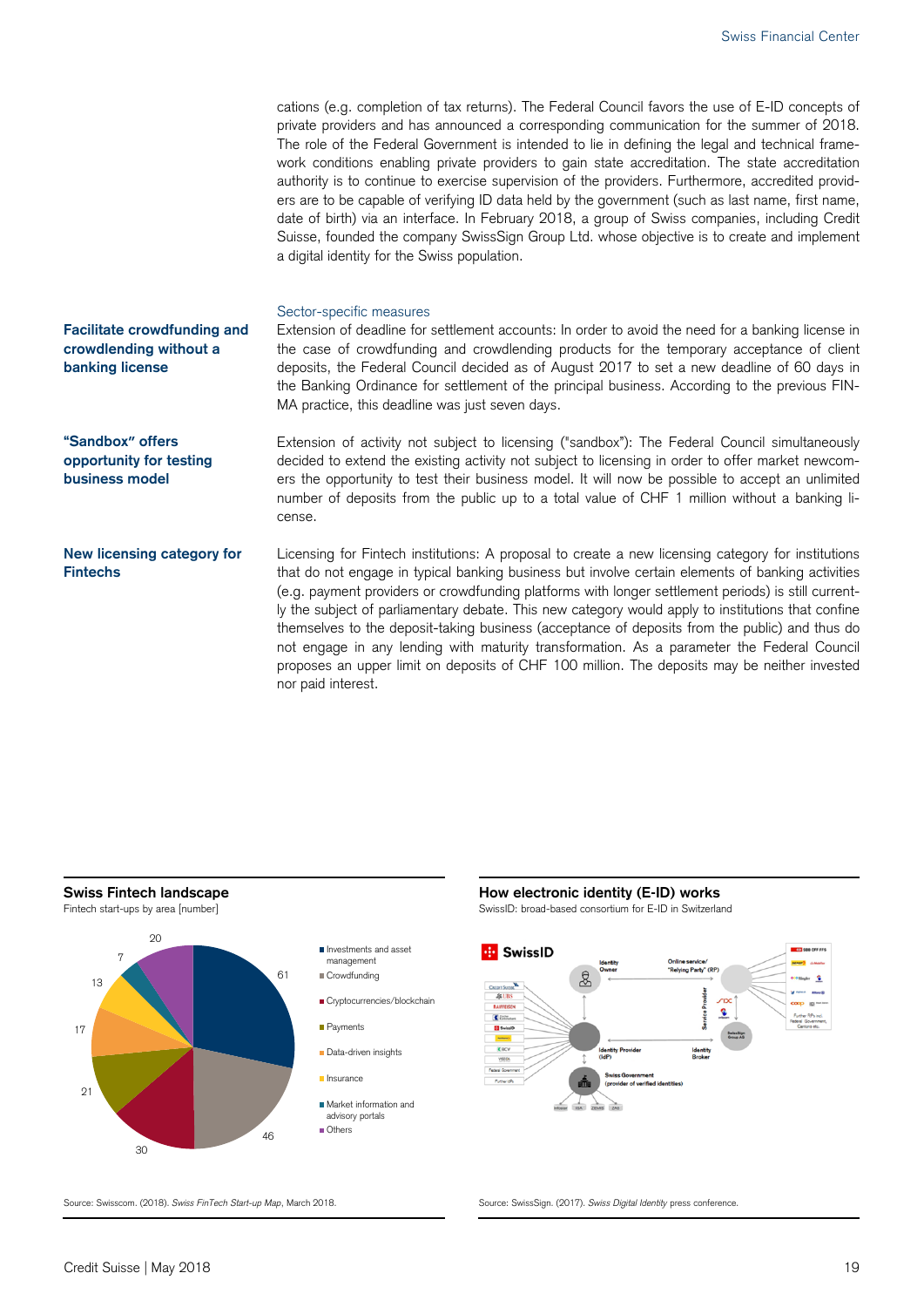cations (e.g. completion of tax returns). The Federal Council favors the use of E-ID concepts of private providers and has announced a corresponding communication for the summer of 2018. The role of the Federal Government is intended to lie in defining the legal and technical framework conditions enabling private providers to gain state accreditation. The state accreditation authority is to continue to exercise supervision of the providers. Furthermore, accredited providers are to be capable of verifying ID data held by the government (such as last name, first name, date of birth) via an interface. In February 2018, a group of Swiss companies, including Credit Suisse, founded the company SwissSign Group Ltd. whose objective is to create and implement a digital identity for the Swiss population.

### Sector-specific measures

**Facilitate crowdfunding and crowdlending without a banking license**

Extension of deadline for settlement accounts: In order to avoid the need for a banking license in the case of crowdfunding and crowdlending products for the temporary acceptance of client deposits, the Federal Council decided as of August 2017 to set a new deadline of 60 days in the Banking Ordinance for settlement of the principal business. According to the previous FINMA practice, this deadline was just seven days.

**"Sandbox" offers opportunity for testing business model**

Extension of activity not subject to licensing ("sandbox"): The Federal Council simultaneously decided to extend the existing activity not subject to licensing in order to offer market newcomers the opportunity to test their business model. It will now be possible to accept an unlimited number of deposits from the public up to a total value of CHF 1 million without a banking license.

**New licensing category for Fintechs**

Licensing for Fintech institutions: A proposal to create a new licensing category for institutions that do not engage in typical banking business but involve certain elements of banking activities (e.g. payment providers or crowdfunding platforms with longer settlement periods) is still currently the subject of parliamentary debate. This new category would apply to institutions that confine themselves to the deposit-taking business (acceptance of deposits from the public) and thus do not engage in any lending with maturity transformation. As a parameter the Federal Council proposes an upper limit on deposits of CHF 100 million. The deposits may be neither invested nor paid interest.

**Swiss Fintech landscape**

Fintech start-ups by area [number]

| Area | Number |
|---|---|
| Investments and asset management | 61 |
| Crowdfunding | 46 |
| Cryptocurrencies/blockchain | 30 |
| Payments | 21 |
| Data-driven insights | 17 |
| Insurance | 13 |
| Market information and advisory portals | 7 |
| Others | 20 |

Source: Swisscom. (2018). *Swiss FinTech Start-up Map*, March 2018.

**How electronic identity (E-ID) works**

SwissID: broad-based consortium for E-ID in Switzerland

Source: SwissSign. (2017). *Swiss Digital Identity* press conference.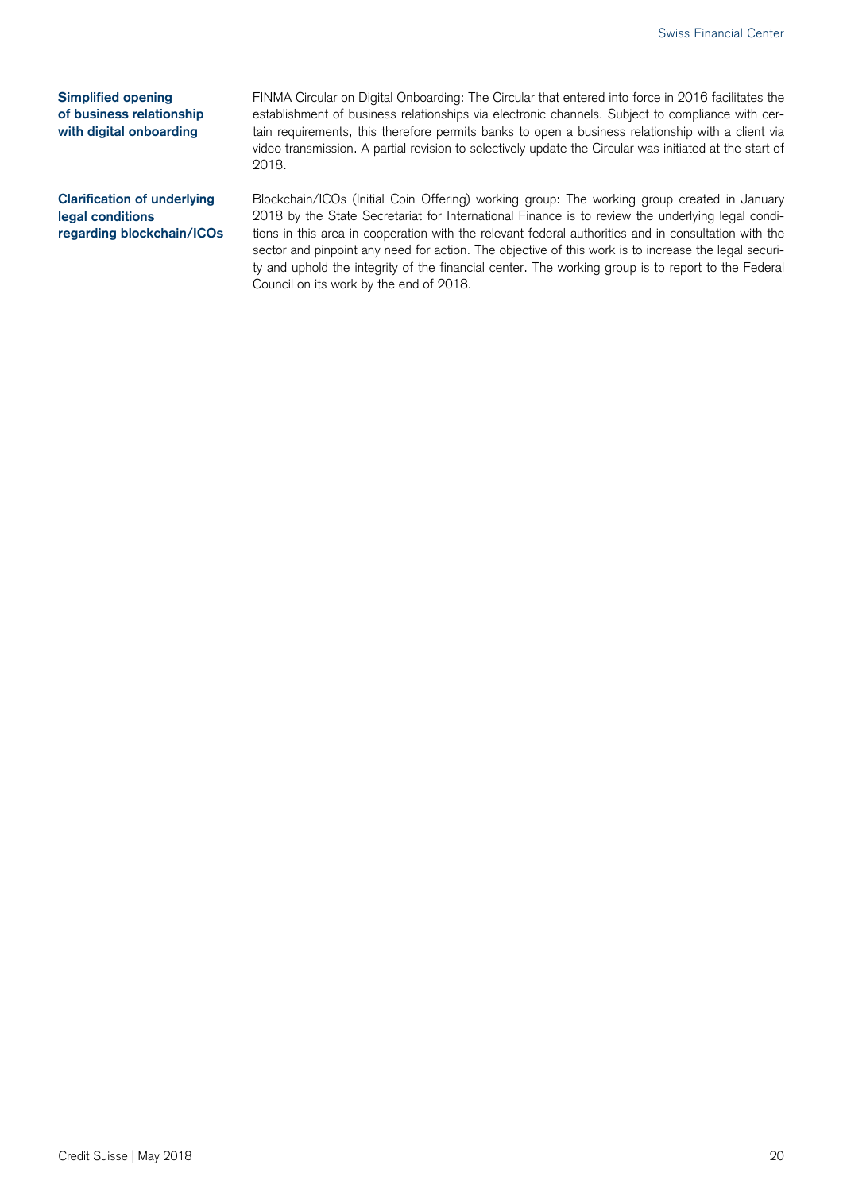**Simplified opening of business relationship with digital onboarding**

FINMA Circular on Digital Onboarding: The Circular that entered into force in 2016 facilitates the establishment of business relationships via electronic channels. Subject to compliance with certain requirements, this therefore permits banks to open a business relationship with a client via video transmission. A partial revision to selectively update the Circular was initiated at the start of 2018.

**Clarification of underlying legal conditions regarding blockchain/ICOs**

Blockchain/ICOs (Initial Coin Offering) working group: The working group created in January 2018 by the State Secretariat for International Finance is to review the underlying legal conditions in this area in cooperation with the relevant federal authorities and in consultation with the sector and pinpoint any need for action. The objective of this work is to increase the legal security and uphold the integrity of the financial center. The working group is to report to the Federal Council on its work by the end of 2018.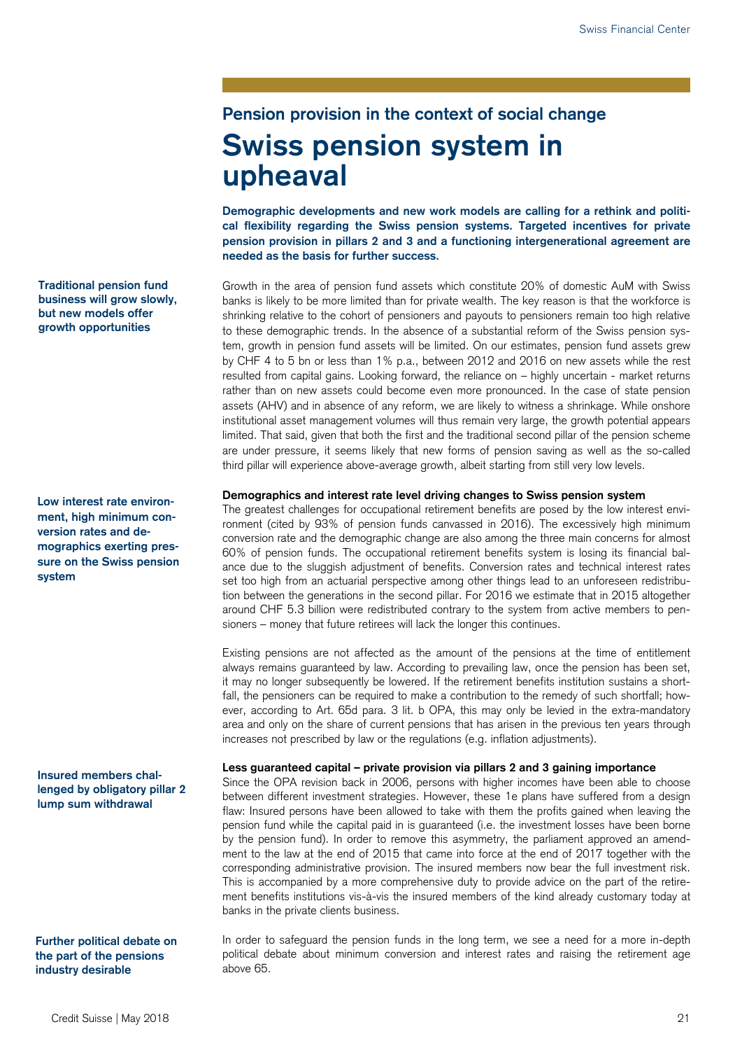### Pension provision in the context of social change

# Swiss pension system in upheaval

**Demographic developments and new work models are calling for a rethink and political flexibility regarding the Swiss pension systems. Targeted incentives for private pension provision in pillars 2 and 3 and a functioning intergenerational agreement are needed as the basis for further success.**

**Traditional pension fund business will grow slowly, but new models offer growth opportunities**

Growth in the area of pension fund assets which constitute 20% of domestic AuM with Swiss banks is likely to be more limited than for private wealth. The key reason is that the workforce is shrinking relative to the cohort of pensioners and payouts to pensioners remain too high relative to these demographic trends. In the absence of a substantial reform of the Swiss pension system, growth in pension fund assets will be limited. On our estimates, pension fund assets grew by CHF 4 to 5 bn or less than 1% p.a., between 2012 and 2016 on new assets while the rest resulted from capital gains. Looking forward, the reliance on – highly uncertain - market returns rather than on new assets could become even more pronounced. In the case of state pension assets (AHV) and in absence of any reform, we are likely to witness a shrinkage. While onshore institutional asset management volumes will thus remain very large, the growth potential appears limited. That said, given that both the first and the traditional second pillar of the pension scheme are under pressure, it seems likely that new forms of pension saving as well as the so-called third pillar will experience above-average growth, albeit starting from still very low levels.

**Low interest rate environment, high minimum conversion rates and demographics exerting pressure on the Swiss pension system**

**Demographics and interest rate level driving changes to Swiss pension system**

The greatest challenges for occupational retirement benefits are posed by the low interest environment (cited by 93% of pension funds canvassed in 2016). The excessively high minimum conversion rate and the demographic change are also among the three main concerns for almost 60% of pension funds. The occupational retirement benefits system is losing its financial balance due to the sluggish adjustment of benefits. Conversion rates and technical interest rates set too high from an actuarial perspective among other things lead to an unforeseen redistribution between the generations in the second pillar. For 2016 we estimate that in 2015 altogether around CHF 5.3 billion were redistributed contrary to the system from active members to pensioners – money that future retirees will lack the longer this continues.

Existing pensions are not affected as the amount of the pensions at the time of entitlement always remains guaranteed by law. According to prevailing law, once the pension has been set, it may no longer subsequently be lowered. If the retirement benefits institution sustains a shortfall, the pensioners can be required to make a contribution to the remedy of such shortfall; however, according to Art. 65d para. 3 lit. b OPA, this may only be levied in the extra-mandatory area and only on the share of current pensions that has arisen in the previous ten years through increases not prescribed by law or the regulations (e.g. inflation adjustments).

**Insured members challenged by obligatory pillar 2 lump sum withdrawal**

**Less guaranteed capital – private provision via pillars 2 and 3 gaining importance**

Since the OPA revision back in 2006, persons with higher incomes have been able to choose between different investment strategies. However, these 1e plans have suffered from a design flaw: Insured persons have been allowed to take with them the profits gained when leaving the pension fund while the capital paid in is guaranteed (i.e. the investment losses have been borne by the pension fund). In order to remove this asymmetry, the parliament approved an amendment to the law at the end of 2015 that came into force at the end of 2017 together with the corresponding administrative provision. The insured members now bear the full investment risk. This is accompanied by a more comprehensive duty to provide advice on the part of the retirement benefits institutions vis-à-vis the insured members of the kind already customary today at banks in the private clients business.

**Further political debate on the part of the pensions industry desirable**

In order to safeguard the pension funds in the long term, we see a need for a more in-depth political debate about minimum conversion and interest rates and raising the retirement age above 65.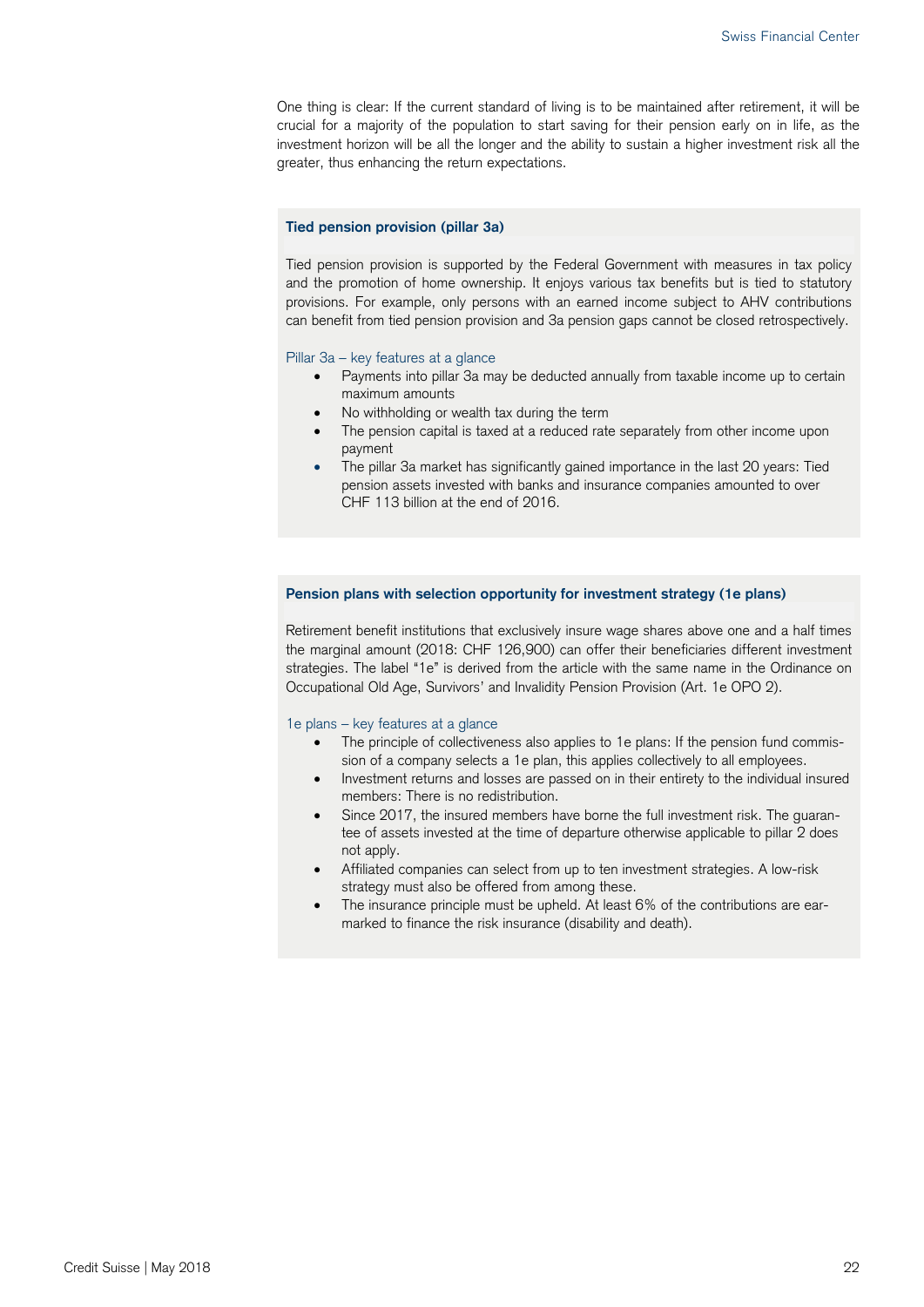One thing is clear: If the current standard of living is to be maintained after retirement, it will be crucial for a majority of the population to start saving for their pension early on in life, as the investment horizon will be all the longer and the ability to sustain a higher investment risk all the greater, thus enhancing the return expectations.

### Tied pension provision (pillar 3a)

Tied pension provision is supported by the Federal Government with measures in tax policy and the promotion of home ownership. It enjoys various tax benefits but is tied to statutory provisions. For example, only persons with an earned income subject to AHV contributions can benefit from tied pension provision and 3a pension gaps cannot be closed retrospectively.

Pillar 3a – key features at a glance

- Payments into pillar 3a may be deducted annually from taxable income up to certain maximum amounts
- No withholding or wealth tax during the term
- The pension capital is taxed at a reduced rate separately from other income upon payment
- The pillar 3a market has significantly gained importance in the last 20 years: Tied pension assets invested with banks and insurance companies amounted to over CHF 113 billion at the end of 2016.

### Pension plans with selection opportunity for investment strategy (1e plans)

Retirement benefit institutions that exclusively insure wage shares above one and a half times the marginal amount (2018: CHF 126,900) can offer their beneficiaries different investment strategies. The label "1e" is derived from the article with the same name in the Ordinance on Occupational Old Age, Survivors' and Invalidity Pension Provision (Art. 1e OPO 2).

1e plans – key features at a glance

- The principle of collectiveness also applies to 1e plans: If the pension fund commission of a company selects a 1e plan, this applies collectively to all employees.
- Investment returns and losses are passed on in their entirety to the individual insured members: There is no redistribution.
- Since 2017, the insured members have borne the full investment risk. The guarantee of assets invested at the time of departure otherwise applicable to pillar 2 does not apply.
- Affiliated companies can select from up to ten investment strategies. A low-risk strategy must also be offered from among these.
- The insurance principle must be upheld. At least 6% of the contributions are earmarked to finance the risk insurance (disability and death).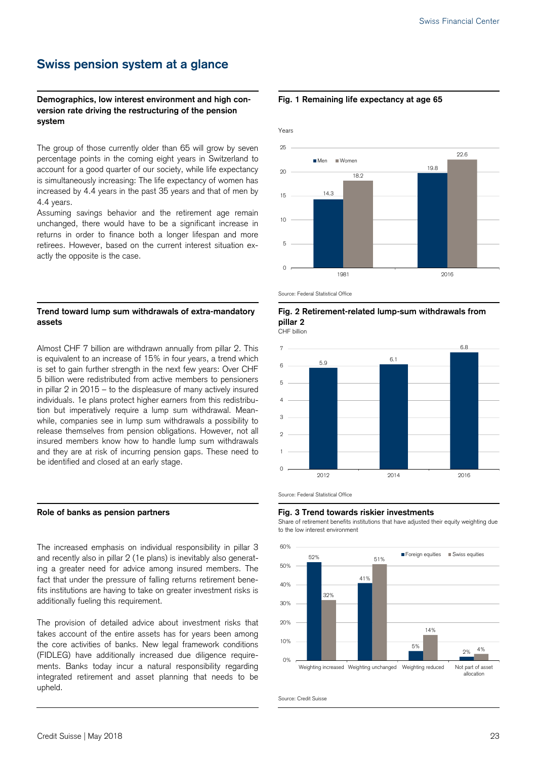# Swiss pension system at a glance

**Demographics, low interest environment and high conversion rate driving the restructuring of the pension system**

The group of those currently older than 65 will grow by seven percentage points in the coming eight years in Switzerland to account for a good quarter of our society, while life expectancy is simultaneously increasing: The life expectancy of women has increased by 4.4 years in the past 35 years and that of men by 4.4 years.

Assuming savings behavior and the retirement age remain unchanged, there would have to be a significant increase in returns in order to finance both a longer lifespan and more retirees. However, based on the current interest situation exactly the opposite is the case.

**Fig. 1 Remaining life expectancy at age 65**

Years

| | Men | Women |
|---|---|---|
| 1981 | 14.3 | 18.2 |
| 2016 | 19.8 | 22.6 |

Source: Federal Statistical Office

**Trend toward lump sum withdrawals of extra-mandatory assets**

Almost CHF 7 billion are withdrawn annually from pillar 2. This is equivalent to an increase of 15% in four years, a trend which is set to gain further strength in the next few years: Over CHF 5 billion were redistributed from active members to pensioners in pillar 2 in 2015 – to the displeasure of many actively insured individuals. 1e plans protect higher earners from this redistribution but imperatively require a lump sum withdrawal. Meanwhile, companies see in lump sum withdrawals a possibility to release themselves from pension obligations. However, not all insured members know how to handle lump sum withdrawals and they are at risk of incurring pension gaps. These need to be identified and closed at an early stage.

**Fig. 2 Retirement-related lump-sum withdrawals from pillar 2**

CHF billion

| Year | CHF billion |
|---|---|
| 2012 | 5.9 |
| 2014 | 6.1 |
| 2016 | 6.8 |

Source: Federal Statistical Office

**Role of banks as pension partners**

The increased emphasis on individual responsibility in pillar 3 and recently also in pillar 2 (1e plans) is inevitably also generating a greater need for advice among insured members. The fact that under the pressure of falling returns retirement benefits institutions are having to take on greater investment risks is additionally fueling this requirement.

The provision of detailed advice about investment risks that takes account of the entire assets has for years been among the core activities of banks. New legal framework conditions (FIDLEG) have additionally increased due diligence requirements. Banks today incur a natural responsibility regarding integrated retirement and asset planning that needs to be upheld.

**Fig. 3 Trend towards riskier investments**

Share of retirement benefits institutions that have adjusted their equity weighting due to the low interest environment

| | Foreign equities | Swiss equities |
|---|---|---|
| Weighting increased | 52% | 32% |
| Weighting unchanged | 41% | 51% |
| Weighting reduced | 5% | 14% |
| Not part of asset allocation | 2% | 4% |

Source: Credit Suisse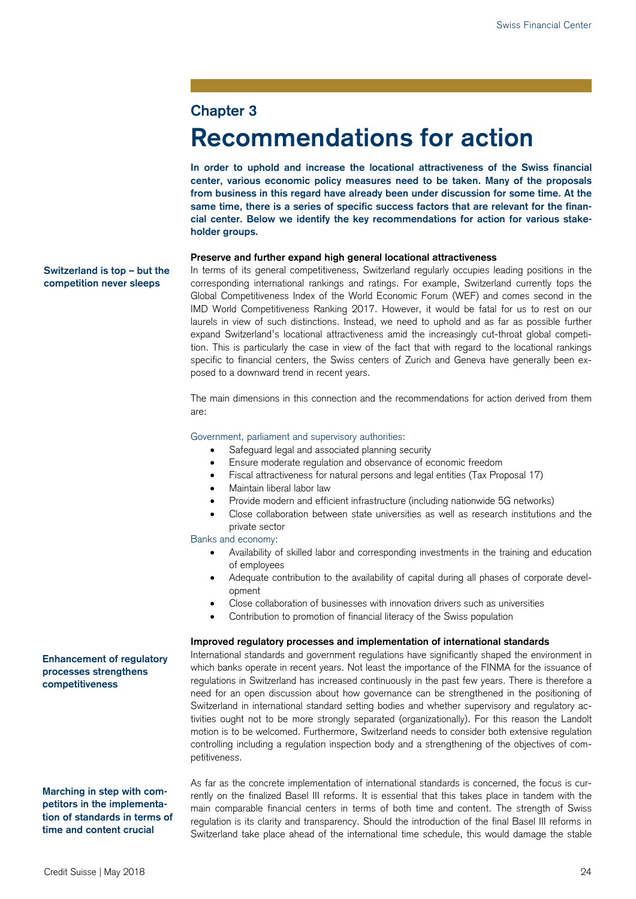## Chapter 3

# Recommendations for action

**In order to uphold and increase the locational attractiveness of the Swiss financial center, various economic policy measures need to be taken. Many of the proposals from business in this regard have already been under discussion for some time. At the same time, there is a series of specific success factors that are relevant for the financial center. Below we identify the key recommendations for action for various stakeholder groups.**

### Preserve and further expand high general locational attractiveness

**Switzerland is top – but the competition never sleeps**

In terms of its general competitiveness, Switzerland regularly occupies leading positions in the corresponding international rankings and ratings. For example, Switzerland currently tops the Global Competitiveness Index of the World Economic Forum (WEF) and comes second in the IMD World Competitiveness Ranking 2017. However, it would be fatal for us to rest on our laurels in view of such distinctions. Instead, we need to uphold and as far as possible further expand Switzerland's locational attractiveness amid the increasingly cut-throat global competition. This is particularly the case in view of the fact that with regard to the locational rankings specific to financial centers, the Swiss centers of Zurich and Geneva have generally been exposed to a downward trend in recent years.

The main dimensions in this connection and the recommendations for action derived from them are:

Government, parliament and supervisory authorities:

- Safeguard legal and associated planning security
- Ensure moderate regulation and observance of economic freedom
- Fiscal attractiveness for natural persons and legal entities (Tax Proposal 17)
- Maintain liberal labor law
- Provide modern and efficient infrastructure (including nationwide 5G networks)
- Close collaboration between state universities as well as research institutions and the private sector

Banks and economy:

- Availability of skilled labor and corresponding investments in the training and education of employees
- Adequate contribution to the availability of capital during all phases of corporate development
- Close collaboration of businesses with innovation drivers such as universities
- Contribution to promotion of financial literacy of the Swiss population

### Improved regulatory processes and implementation of international standards

**Enhancement of regulatory processes strengthens competitiveness**

International standards and government regulations have significantly shaped the environment in which banks operate in recent years. Not least the importance of the FINMA for the issuance of regulations in Switzerland has increased continuously in the past few years. There is therefore a need for an open discussion about how governance can be strengthened in the positioning of Switzerland in international standard setting bodies and whether supervisory and regulatory activities ought not to be more strongly separated (organizationally). For this reason the Landolt motion is to be welcomed. Furthermore, Switzerland needs to consider both extensive regulation controlling including a regulation inspection body and a strengthening of the objectives of competitiveness.

**Marching in step with competitors in the implementation of standards in terms of time and content crucial**

As far as the concrete implementation of international standards is concerned, the focus is currently on the finalized Basel III reforms. It is essential that this takes place in tandem with the main comparable financial centers in terms of both time and content. The strength of Swiss regulation is its clarity and transparency. Should the introduction of the final Basel III reforms in Switzerland take place ahead of the international time schedule, this would damage the stable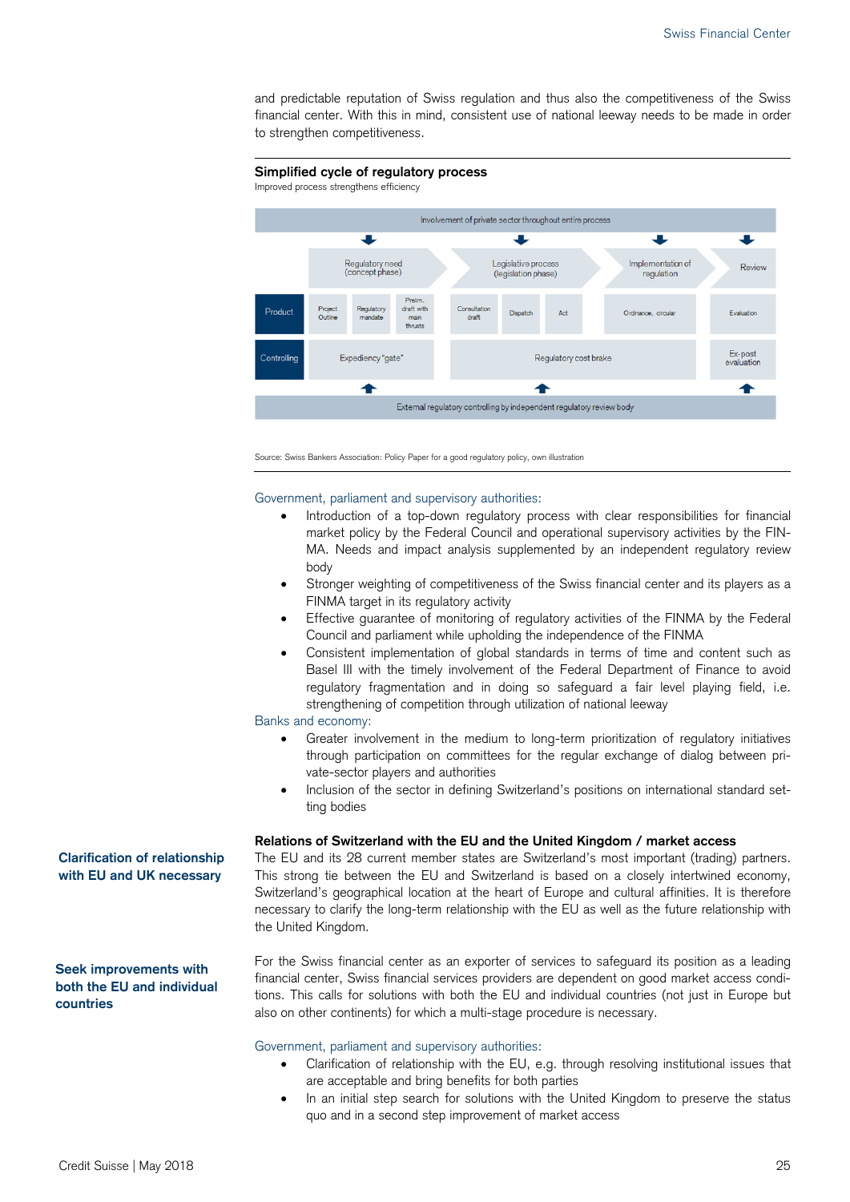and predictable reputation of Swiss regulation and thus also the competitiveness of the Swiss financial center. With this in mind, consistent use of national leeway needs to be made in order to strengthen competitiveness.

**Simplified cycle of regulatory process**

Improved process strengthens efficiency

| Involvement of private sector throughout entire process | | | | | | | | |
|---|---|---|---|---|---|---|---|---|
| | Regulatory need (concept phase) | | | Legislative process (legislation phase) | | | Implementation of regulation | Review |
| Product | Project Outline | Regulatory mandate | Prelim. draft with main thrusts | Consultation draft | Dispatch | Act | Ordinance, circular | Evaluation |
| Controlling | Expediency "gate" | | | Regulatory cost brake | | | | Ex-post evaluation |
| External regulatory controlling by independent regulatory review body | | | | | | | | |

Source: Swiss Bankers Association: Policy Paper for a good regulatory policy, own illustration

Government, parliament and supervisory authorities:

- Introduction of a top-down regulatory process with clear responsibilities for financial market policy by the Federal Council and operational supervisory activities by the FINMA. Needs and impact analysis supplemented by an independent regulatory review body
- Stronger weighting of competitiveness of the Swiss financial center and its players as a FINMA target in its regulatory activity
- Effective guarantee of monitoring of regulatory activities of the FINMA by the Federal Council and parliament while upholding the independence of the FINMA
- Consistent implementation of global standards in terms of time and content such as Basel III with the timely involvement of the Federal Department of Finance to avoid regulatory fragmentation and in doing so safeguard a fair level playing field, i.e. strengthening of competition through utilization of national leeway

Banks and economy:

- Greater involvement in the medium to long-term prioritization of regulatory initiatives through participation on committees for the regular exchange of dialog between private-sector players and authorities
- Inclusion of the sector in defining Switzerland's positions on international standard setting bodies

### Relations of Switzerland with the EU and the United Kingdom / market access

**Clarification of relationship with EU and UK necessary**

The EU and its 28 current member states are Switzerland's most important (trading) partners. This strong tie between the EU and Switzerland is based on a closely intertwined economy, Switzerland's geographical location at the heart of Europe and cultural affinities. It is therefore necessary to clarify the long-term relationship with the EU as well as the future relationship with the United Kingdom.

**Seek improvements with both the EU and individual countries**

For the Swiss financial center as an exporter of services to safeguard its position as a leading financial center, Swiss financial services providers are dependent on good market access conditions. This calls for solutions with both the EU and individual countries (not just in Europe but also on other continents) for which a multi-stage procedure is necessary.

Government, parliament and supervisory authorities:

- Clarification of relationship with the EU, e.g. through resolving institutional issues that are acceptable and bring benefits for both parties
- In an initial step search for solutions with the United Kingdom to preserve the status quo and in a second step improvement of market access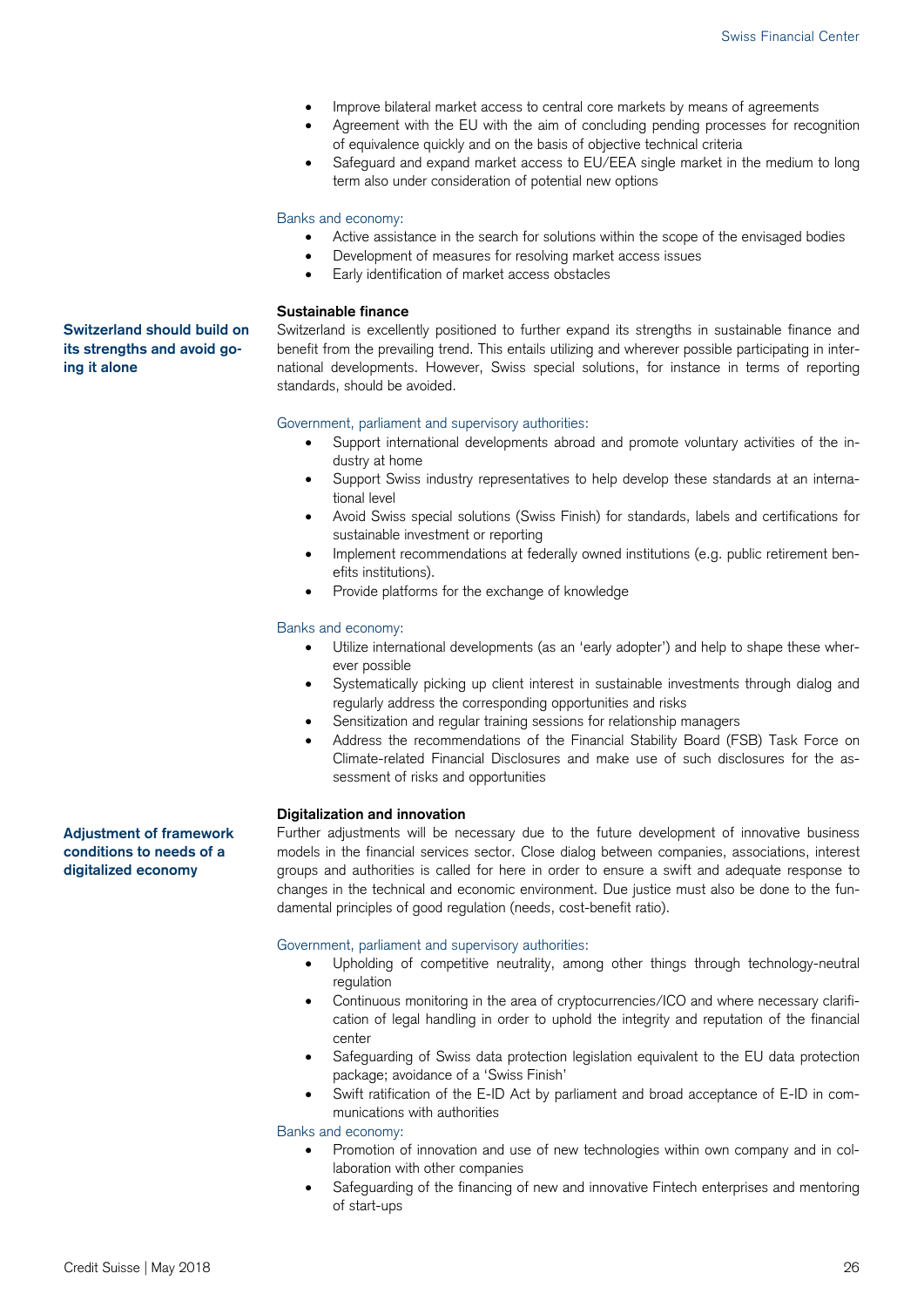- Improve bilateral market access to central core markets by means of agreements
- Agreement with the EU with the aim of concluding pending processes for recognition of equivalence quickly and on the basis of objective technical criteria
- Safeguard and expand market access to EU/EEA single market in the medium to long term also under consideration of potential new options

Banks and economy:

- Active assistance in the search for solutions within the scope of the envisaged bodies
- Development of measures for resolving market access issues
- Early identification of market access obstacles

### Sustainable finance

**Switzerland should build on its strengths and avoid going it alone**

Switzerland is excellently positioned to further expand its strengths in sustainable finance and benefit from the prevailing trend. This entails utilizing and wherever possible participating in international developments. However, Swiss special solutions, for instance in terms of reporting standards, should be avoided.

Government, parliament and supervisory authorities:

- Support international developments abroad and promote voluntary activities of the industry at home
- Support Swiss industry representatives to help develop these standards at an international level
- Avoid Swiss special solutions (Swiss Finish) for standards, labels and certifications for sustainable investment or reporting
- Implement recommendations at federally owned institutions (e.g. public retirement benefits institutions).
- Provide platforms for the exchange of knowledge

Banks and economy:

- Utilize international developments (as an 'early adopter') and help to shape these wherever possible
- Systematically picking up client interest in sustainable investments through dialog and regularly address the corresponding opportunities and risks
- Sensitization and regular training sessions for relationship managers
- Address the recommendations of the Financial Stability Board (FSB) Task Force on Climate-related Financial Disclosures and make use of such disclosures for the assessment of risks and opportunities

### Digitalization and innovation

**Adjustment of framework conditions to needs of a digitalized economy**

Further adjustments will be necessary due to the future development of innovative business models in the financial services sector. Close dialog between companies, associations, interest groups and authorities is called for here in order to ensure a swift and adequate response to changes in the technical and economic environment. Due justice must also be done to the fundamental principles of good regulation (needs, cost-benefit ratio).

Government, parliament and supervisory authorities:

- Upholding of competitive neutrality, among other things through technology-neutral regulation
- Continuous monitoring in the area of cryptocurrencies/ICO and where necessary clarification of legal handling in order to uphold the integrity and reputation of the financial center
- Safeguarding of Swiss data protection legislation equivalent to the EU data protection package; avoidance of a 'Swiss Finish'
- Swift ratification of the E-ID Act by parliament and broad acceptance of E-ID in communications with authorities

Banks and economy:

- Promotion of innovation and use of new technologies within own company and in collaboration with other companies
- Safeguarding of the financing of new and innovative Fintech enterprises and mentoring of start-ups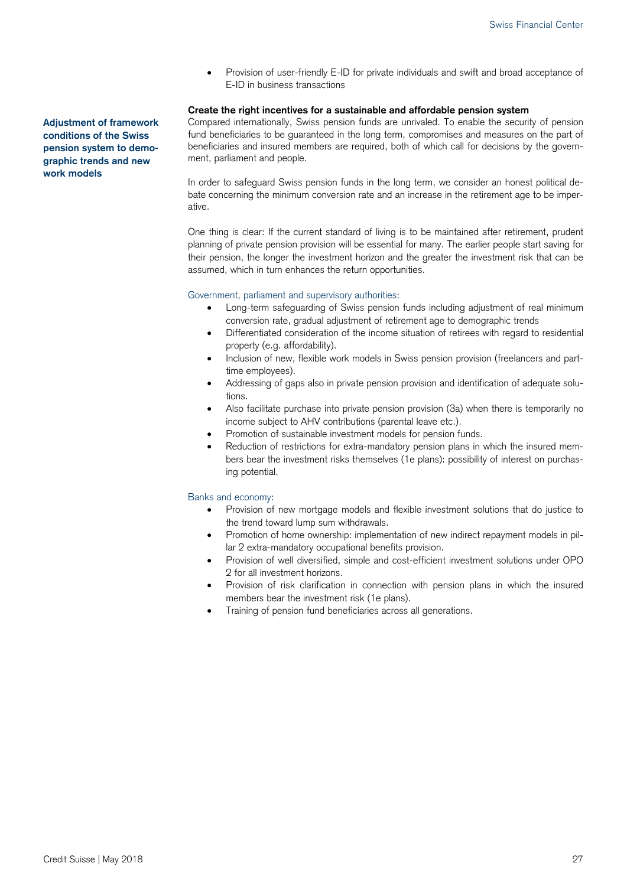- Provision of user-friendly E-ID for private individuals and swift and broad acceptance of E-ID in business transactions

### Create the right incentives for a sustainable and affordable pension system

**Adjustment of framework conditions of the Swiss pension system to demographic trends and new work models**

Compared internationally, Swiss pension funds are unrivaled. To enable the security of pension fund beneficiaries to be guaranteed in the long term, compromises and measures on the part of beneficiaries and insured members are required, both of which call for decisions by the government, parliament and people.

In order to safeguard Swiss pension funds in the long term, we consider an honest political debate concerning the minimum conversion rate and an increase in the retirement age to be imperative.

One thing is clear: If the current standard of living is to be maintained after retirement, prudent planning of private pension provision will be essential for many. The earlier people start saving for their pension, the longer the investment horizon and the greater the investment risk that can be assumed, which in turn enhances the return opportunities.

Government, parliament and supervisory authorities:

- Long-term safeguarding of Swiss pension funds including adjustment of real minimum conversion rate, gradual adjustment of retirement age to demographic trends
- Differentiated consideration of the income situation of retirees with regard to residential property (e.g. affordability).
- Inclusion of new, flexible work models in Swiss pension provision (freelancers and part-time employees).
- Addressing of gaps also in private pension provision and identification of adequate solutions.
- Also facilitate purchase into private pension provision (3a) when there is temporarily no income subject to AHV contributions (parental leave etc.).
- Promotion of sustainable investment models for pension funds.
- Reduction of restrictions for extra-mandatory pension plans in which the insured members bear the investment risks themselves (1e plans): possibility of interest on purchasing potential.

Banks and economy:

- Provision of new mortgage models and flexible investment solutions that do justice to the trend toward lump sum withdrawals.
- Promotion of home ownership: implementation of new indirect repayment models in pillar 2 extra-mandatory occupational benefits provision.
- Provision of well diversified, simple and cost-efficient investment solutions under OPO 2 for all investment horizons.
- Provision of risk clarification in connection with pension plans in which the insured members bear the investment risk (1e plans).
- Training of pension fund beneficiaries across all generations.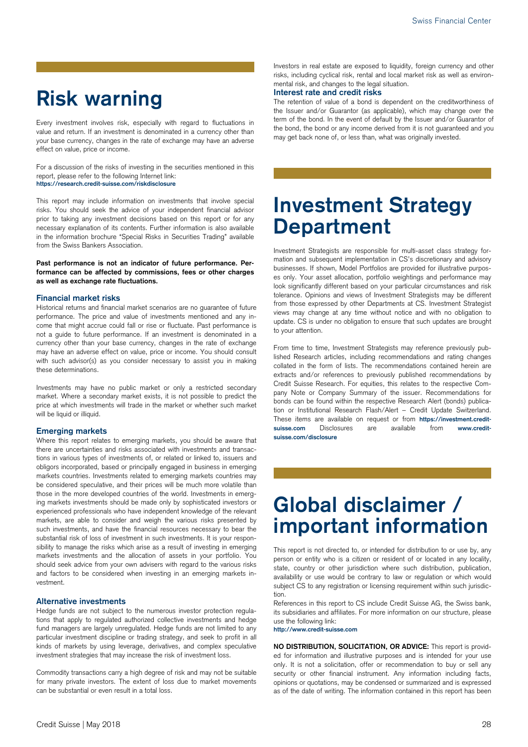# Risk warning

Every investment involves risk, especially with regard to fluctuations in value and return. If an investment is denominated in a currency other than your base currency, changes in the rate of exchange may have an adverse effect on value, price or income.

For a discussion of the risks of investing in the securities mentioned in this report, please refer to the following Internet link:
**https://research.credit-suisse.com/riskdisclosure**

This report may include information on investments that involve special risks. You should seek the advice of your independent financial advisor prior to taking any investment decisions based on this report or for any necessary explanation of its contents. Further information is also available in the information brochure "Special Risks in Securities Trading" available from the Swiss Bankers Association.

**Past performance is not an indicator of future performance. Performance can be affected by commissions, fees or other charges as well as exchange rate fluctuations.**

### Financial market risks

Historical returns and financial market scenarios are no guarantee of future performance. The price and value of investments mentioned and any income that might accrue could fall or rise or fluctuate. Past performance is not a guide to future performance. If an investment is denominated in a currency other than your base currency, changes in the rate of exchange may have an adverse effect on value, price or income. You should consult with such advisor(s) as you consider necessary to assist you in making these determinations.

Investments may have no public market or only a restricted secondary market. Where a secondary market exists, it is not possible to predict the price at which investments will trade in the market or whether such market will be liquid or illiquid.

### Emerging markets

Where this report relates to emerging markets, you should be aware that there are uncertainties and risks associated with investments and transactions in various types of investments of, or related or linked to, issuers and obligors incorporated, based or principally engaged in business in emerging markets countries. Investments related to emerging markets countries may be considered speculative, and their prices will be much more volatile than those in the more developed countries of the world. Investments in emerging markets investments should be made only by sophisticated investors or experienced professionals who have independent knowledge of the relevant markets, are able to consider and weigh the various risks presented by such investments, and have the financial resources necessary to bear the substantial risk of loss of investment in such investments. It is your responsibility to manage the risks which arise as a result of investing in emerging markets investments and the allocation of assets in your portfolio. You should seek advice from your own advisers with regard to the various risks and factors to be considered when investing in an emerging markets investment.

### Alternative investments

Hedge funds are not subject to the numerous investor protection regulations that apply to regulated authorized collective investments and hedge fund managers are largely unregulated. Hedge funds are not limited to any particular investment discipline or trading strategy, and seek to profit in all kinds of markets by using leverage, derivatives, and complex speculative investment strategies that may increase the risk of investment loss.

Commodity transactions carry a high degree of risk and may not be suitable for many private investors. The extent of loss due to market movements can be substantial or even result in a total loss.

Investors in real estate are exposed to liquidity, foreign currency and other risks, including cyclical risk, rental and local market risk as well as environmental risk, and changes to the legal situation.

### Interest rate and credit risks

The retention of value of a bond is dependent on the creditworthiness of the Issuer and/or Guarantor (as applicable), which may change over the term of the bond. In the event of default by the Issuer and/or Guarantor of the bond, the bond or any income derived from it is not guaranteed and you may get back none of, or less than, what was originally invested.

# Investment Strategy Department

Investment Strategists are responsible for multi-asset class strategy formation and subsequent implementation in CS's discretionary and advisory businesses. If shown, Model Portfolios are provided for illustrative purposes only. Your asset allocation, portfolio weightings and performance may look significantly different based on your particular circumstances and risk tolerance. Opinions and views of Investment Strategists may be different from those expressed by other Departments at CS. Investment Strategist views may change at any time without notice and with no obligation to update. CS is under no obligation to ensure that such updates are brought to your attention.

From time to time, Investment Strategists may reference previously published Research articles, including recommendations and rating changes collated in the form of lists. The recommendations contained herein are extracts and/or references to previously published recommendations by Credit Suisse Research. For equities, this relates to the respective Company Note or Company Summary of the issuer. Recommendations for bonds can be found within the respective Research Alert (bonds) publication or Institutional Research Flash/Alert – Credit Update Switzerland. These items are available on request or from **https://investment.credit-suisse.com** Disclosures are available from **www.credit-suisse.com/disclosure**

# Global disclaimer / important information

This report is not directed to, or intended for distribution to or use by, any person or entity who is a citizen or resident of or located in any locality, state, country or other jurisdiction where such distribution, publication, availability or use would be contrary to law or regulation or which would subject CS to any registration or licensing requirement within such jurisdiction.

References in this report to CS include Credit Suisse AG, the Swiss bank, its subsidiaries and affiliates. For more information on our structure, please use the following link:
**http://www.credit-suisse.com**

**NO DISTRIBUTION, SOLICITATION, OR ADVICE:** This report is provided for information and illustrative purposes and is intended for your use only. It is not a solicitation, offer or recommendation to buy or sell any security or other financial instrument. Any information including facts, opinions or quotations, may be condensed or summarized and is expressed as of the date of writing. The information contained in this report has been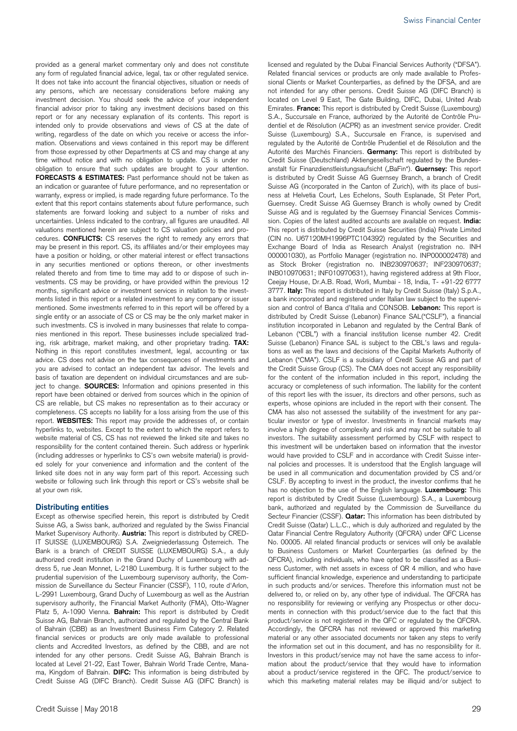provided as a general market commentary only and does not constitute any form of regulated financial advice, legal, tax or other regulated service. It does not take into account the financial objectives, situation or needs of any persons, which are necessary considerations before making any investment decision. You should seek the advice of your independent financial advisor prior to taking any investment decisions based on this report or for any necessary explanation of its contents. This report is intended only to provide observations and views of CS at the date of writing, regardless of the date on which you receive or access the information. Observations and views contained in this report may be different from those expressed by other Departments at CS and may change at any time without notice and with no obligation to update. CS is under no obligation to ensure that such updates are brought to your attention. **FORECASTS & ESTIMATES:** Past performance should not be taken as an indication or guarantee of future performance, and no representation or warranty, express or implied, is made regarding future performance. To the extent that this report contains statements about future performance, such statements are forward looking and subject to a number of risks and uncertainties. Unless indicated to the contrary, all figures are unaudited. All valuations mentioned herein are subject to CS valuation policies and procedures. **CONFLICTS:** CS reserves the right to remedy any errors that may be present in this report. CS, its affiliates and/or their employees may have a position or holding, or other material interest or effect transactions in any securities mentioned or options thereon, or other investments related thereto and from time to time may add to or dispose of such investments. CS may be providing, or have provided within the previous 12 months, significant advice or investment services in relation to the investments listed in this report or a related investment to any company or issuer mentioned. Some investments referred to in this report will be offered by a single entity or an associate of CS or CS may be the only market maker in such investments. CS is involved in many businesses that relate to companies mentioned in this report. These businesses include specialized trading, risk arbitrage, market making, and other proprietary trading. **TAX:** Nothing in this report constitutes investment, legal, accounting or tax advice. CS does not advise on the tax consequences of investments and you are advised to contact an independent tax advisor. The levels and basis of taxation are dependent on individual circumstances and are subject to change. **SOURCES:** Information and opinions presented in this report have been obtained or derived from sources which in the opinion of CS are reliable, but CS makes no representation as to their accuracy or completeness. CS accepts no liability for a loss arising from the use of this report. **WEBSITES:** This report may provide the addresses of, or contain hyperlinks to, websites. Except to the extent to which the report refers to website material of CS, CS has not reviewed the linked site and takes no responsibility for the content contained therein. Such address or hyperlink (including addresses or hyperlinks to CS's own website material) is provided solely for your convenience and information and the content of the linked site does not in any way form part of this report. Accessing such website or following such link through this report or CS's website shall be at your own risk.

### Distributing entities

Except as otherwise specified herein, this report is distributed by Credit Suisse AG, a Swiss bank, authorized and regulated by the Swiss Financial Market Supervisory Authority. **Austria:** This report is distributed by CREDIT SUISSE (LUXEMBOURG) S.A. Zweigniederlassung Österreich. The Bank is a branch of CREDIT SUISSE (LUXEMBOURG) S.A., a duly authorized credit institution in the Grand Duchy of Luxembourg with address 5, rue Jean Monnet, L-2180 Luxemburg. It is further subject to the prudential supervision of the Luxembourg supervisory authority, the Commission de Surveillance du Secteur Financier (CSSF), 110, route d'Arlon, L-2991 Luxembourg, Grand Duchy of Luxembourg as well as the Austrian supervisory authority, the Financial Market Authority (FMA), Otto-Wagner Platz 5, A-1090 Vienna. **Bahrain:** This report is distributed by Credit Suisse AG, Bahrain Branch, authorized and regulated by the Central Bank of Bahrain (CBB) as an Investment Business Firm Category 2. Related financial services or products are only made available to professional clients and Accredited Investors, as defined by the CBB, and are not intended for any other persons. Credit Suisse AG, Bahrain Branch is located at Level 21-22, East Tower, Bahrain World Trade Centre, Manama, Kingdom of Bahrain. **DIFC:** This information is being distributed by Credit Suisse AG (DIFC Branch). Credit Suisse AG (DIFC Branch) is licensed and regulated by the Dubai Financial Services Authority ("DFSA"). Related financial services or products are only made available to Professional Clients or Market Counterparties, as defined by the DFSA, and are not intended for any other persons. Credit Suisse AG (DIFC Branch) is located on Level 9 East, The Gate Building, DIFC, Dubai, United Arab Emirates. **France:** This report is distributed by Credit Suisse (Luxembourg) S.A., Succursale en France, authorized by the Autorité de Contrôle Prudentiel et de Résolution (ACPR) as an investment service provider. Credit Suisse (Luxembourg) S.A., Succursale en France, is supervised and regulated by the Autorité de Contrôle Prudentiel et de Résolution and the Autorité des Marchés Financiers. **Germany:** This report is distributed by Credit Suisse (Deutschland) Aktiengesellschaft regulated by the Bundesanstalt für Finanzdienstleistungsaufsicht („BaFin"). **Guernsey:** This report is distributed by Credit Suisse AG Guernsey Branch, a branch of Credit Suisse AG (incorporated in the Canton of Zurich), with its place of business at Helvetia Court, Les Echelons, South Esplanade, St Peter Port, Guernsey. Credit Suisse AG Guernsey Branch is wholly owned by Credit Suisse AG and is regulated by the Guernsey Financial Services Commission. Copies of the latest audited accounts are available on request. **India:** This report is distributed by Credit Suisse Securities (India) Private Limited (CIN no. U67120MH1996PTC104392) regulated by the Securities and Exchange Board of India as Research Analyst (registration no. INH 000001030), as Portfolio Manager (registration no. INP000002478) and as Stock Broker (registration no. INB230970637; INF230970637; INB010970631; INF010970631), having registered address at 9th Floor, Ceejay House, Dr.A.B. Road, Worli, Mumbai - 18, India, T- +91-22 6777 3777. **Italy:** This report is distributed in Italy by Credit Suisse (Italy) S.p.A., a bank incorporated and registered under Italian law subject to the supervision and control of Banca d'Italia and CONSOB. **Lebanon:** This report is distributed by Credit Suisse (Lebanon) Finance SAL("CSLF"), a financial institution incorporated in Lebanon and regulated by the Central Bank of Lebanon ("CBL") with a financial institution license number 42. Credit Suisse (Lebanon) Finance SAL is subject to the CBL's laws and regulations as well as the laws and decisions of the Capital Markets Authority of Lebanon ("CMA"). CSLF is a subsidiary of Credit Suisse AG and part of the Credit Suisse Group (CS). The CMA does not accept any responsibility for the content of the information included in this report, including the accuracy or completeness of such information. The liability for the content of this report lies with the issuer, its directors and other persons, such as experts, whose opinions are included in the report with their consent. The CMA has also not assessed the suitability of the investment for any particular investor or type of investor. Investments in financial markets may involve a high degree of complexity and risk and may not be suitable to all investors. The suitability assessment performed by CSLF with respect to this investment will be undertaken based on information that the investor would have provided to CSLF and in accordance with Credit Suisse internal policies and processes. It is understood that the English language will be used in all communication and documentation provided by CS and/or CSLF. By accepting to invest in the product, the investor confirms that he has no objection to the use of the English language. **Luxembourg:** This report is distributed by Credit Suisse (Luxembourg) S.A., a Luxembourg bank, authorized and regulated by the Commission de Surveillance du Secteur Financier (CSSF). **Qatar:** This information has been distributed by Credit Suisse (Qatar) L.L.C., which is duly authorized and regulated by the Qatar Financial Centre Regulatory Authority (QFCRA) under QFC License No. 00005. All related financial products or services will only be available to Business Customers or Market Counterparties (as defined by the QFCRA), including individuals, who have opted to be classified as a Business Customer, with net assets in excess of QR 4 million, and who have sufficient financial knowledge, experience and understanding to participate in such products and/or services. Therefore this information must not be delivered to, or relied on by, any other type of individual. The QFCRA has no responsibility for reviewing or verifying any Prospectus or other documents in connection with this product/service due to the fact that this product/service is not registered in the QFC or regulated by the QFCRA. Accordingly, the QFCRA has not reviewed or approved this marketing material or any other associated documents nor taken any steps to verify the information set out in this document, and has no responsibility for it. Investors in this product/service may not have the same access to information about the product/service that they would have to information about a product/service registered in the QFC. The product/service to which this marketing material relates may be illiquid and/or subject to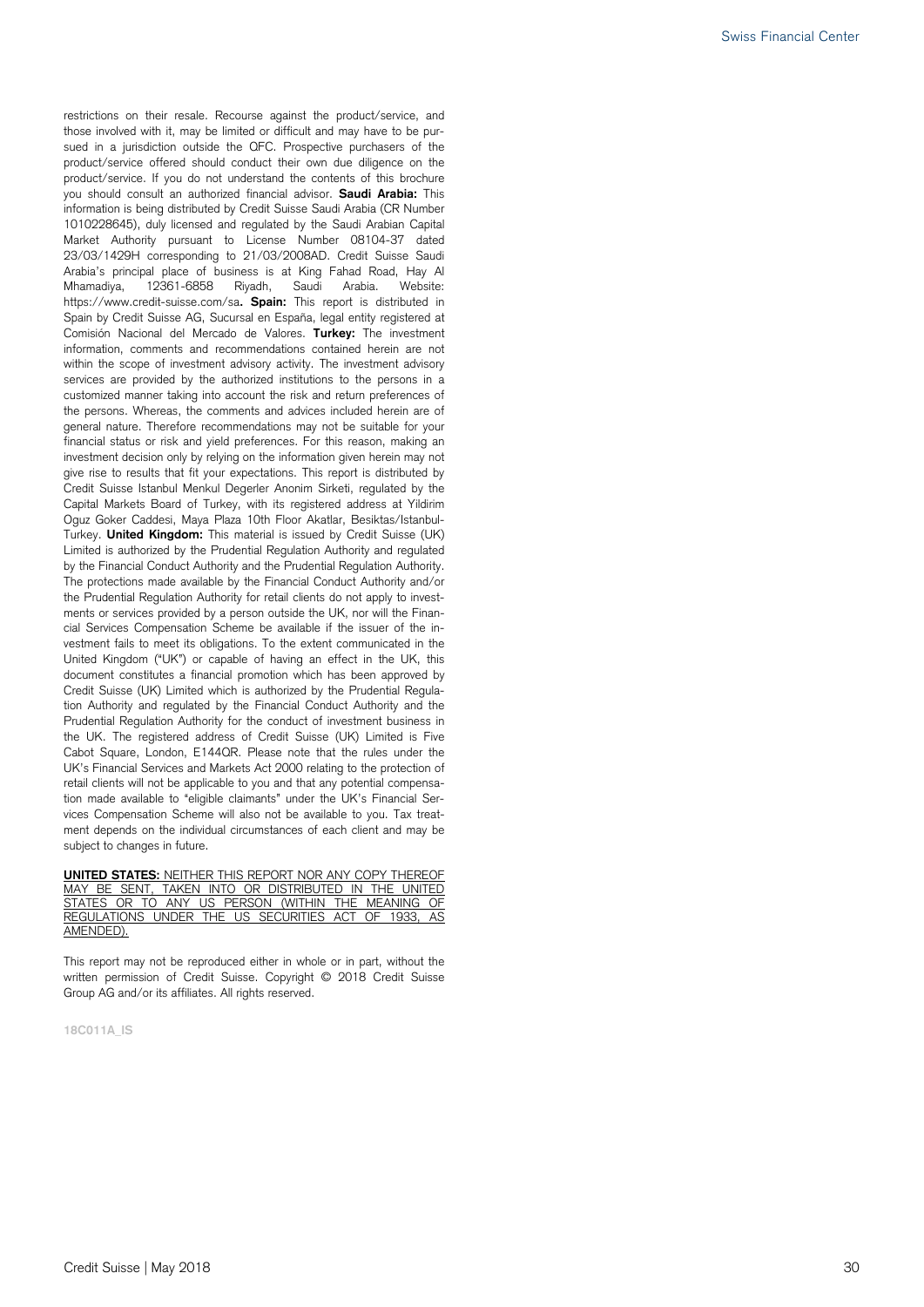restrictions on their resale. Recourse against the product/service, and those involved with it, may be limited or difficult and may have to be pursued in a jurisdiction outside the QFC. Prospective purchasers of the product/service offered should conduct their own due diligence on the product/service. If you do not understand the contents of this brochure you should consult an authorized financial advisor. **Saudi Arabia:** This information is being distributed by Credit Suisse Saudi Arabia (CR Number 1010228645), duly licensed and regulated by the Saudi Arabian Capital Market Authority pursuant to License Number 08104-37 dated 23/03/1429H corresponding to 21/03/2008AD. Credit Suisse Saudi Arabia's principal place of business is at King Fahad Road, Hay Al Mhamadiya, 12361-6858 Riyadh, Saudi Arabia. Website: https://www.credit-suisse.com/sa. **Spain:** This report is distributed in Spain by Credit Suisse AG, Sucursal en España, legal entity registered at Comisión Nacional del Mercado de Valores. **Turkey:** The investment information, comments and recommendations contained herein are not within the scope of investment advisory activity. The investment advisory services are provided by the authorized institutions to the persons in a customized manner taking into account the risk and return preferences of the persons. Whereas, the comments and advices included herein are of general nature. Therefore recommendations may not be suitable for your financial status or risk and yield preferences. For this reason, making an investment decision only by relying on the information given herein may not give rise to results that fit your expectations. This report is distributed by Credit Suisse Istanbul Menkul Degerler Anonim Sirketi, regulated by the Capital Markets Board of Turkey, with its registered address at Yildirim Oguz Goker Caddesi, Maya Plaza 10th Floor Akatlar, Besiktas/Istanbul-Turkey. **United Kingdom:** This material is issued by Credit Suisse (UK) Limited is authorized by the Prudential Regulation Authority and regulated by the Financial Conduct Authority and the Prudential Regulation Authority. The protections made available by the Financial Conduct Authority and/or the Prudential Regulation Authority for retail clients do not apply to investments or services provided by a person outside the UK, nor will the Financial Services Compensation Scheme be available if the issuer of the investment fails to meet its obligations. To the extent communicated in the United Kingdom ("UK") or capable of having an effect in the UK, this document constitutes a financial promotion which has been approved by Credit Suisse (UK) Limited which is authorized by the Prudential Regulation Authority and regulated by the Financial Conduct Authority and the Prudential Regulation Authority for the conduct of investment business in the UK. The registered address of Credit Suisse (UK) Limited is Five Cabot Square, London, E144QR. Please note that the rules under the UK's Financial Services and Markets Act 2000 relating to the protection of retail clients will not be applicable to you and that any potential compensation made available to "eligible claimants" under the UK's Financial Services Compensation Scheme will also not be available to you. Tax treatment depends on the individual circumstances of each client and may be subject to changes in future.

**UNITED STATES:** NEITHER THIS REPORT NOR ANY COPY THEREOF MAY BE SENT, TAKEN INTO OR DISTRIBUTED IN THE UNITED STATES OR TO ANY US PERSON (WITHIN THE MEANING OF REGULATIONS UNDER THE US SECURITIES ACT OF 1933, AS AMENDED).

This report may not be reproduced either in whole or in part, without the written permission of Credit Suisse. Copyright © 2018 Credit Suisse Group AG and/or its affiliates. All rights reserved.

18C011A_IS